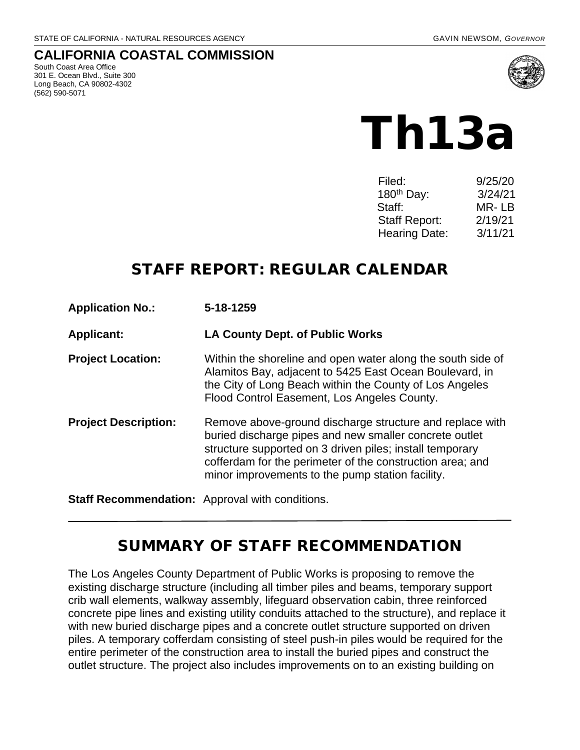STATE OF CALIFORNIA - NATURAL RESOURCES AGENCY GAVIN NEWSOM, *GOVERNOR*

## CALIFORNIA COASTAL COMMISSION

South Coast Area Office
301 E. Ocean Blvd., Suite 300
Long Beach, CA 90802-4302
(562) 590-5071

# Th13a

| | |
|---|---|
| Filed: | 9/25/20 |
| 180th Day: | 3/24/21 |
| Staff: | MR- LB |
| Staff Report: | 2/19/21 |
| Hearing Date: | 3/11/21 |

# STAFF REPORT: REGULAR CALENDAR

**Application No.:** 5-18-1259

**Applicant:** LA County Dept. of Public Works

**Project Location:** Within the shoreline and open water along the south side of Alamitos Bay, adjacent to 5425 East Ocean Boulevard, in the City of Long Beach within the County of Los Angeles Flood Control Easement, Los Angeles County.

**Project Description:** Remove above-ground discharge structure and replace with buried discharge pipes and new smaller concrete outlet structure supported on 3 driven piles; install temporary cofferdam for the perimeter of the construction area; and minor improvements to the pump station facility.

**Staff Recommendation:** Approval with conditions.

# SUMMARY OF STAFF RECOMMENDATION

The Los Angeles County Department of Public Works is proposing to remove the existing discharge structure (including all timber piles and beams, temporary support crib wall elements, walkway assembly, lifeguard observation cabin, three reinforced concrete pipe lines and existing utility conduits attached to the structure), and replace it with new buried discharge pipes and a concrete outlet structure supported on driven piles. A temporary cofferdam consisting of steel push-in piles would be required for the entire perimeter of the construction area to install the buried pipes and construct the outlet structure. The project also includes improvements on to an existing building on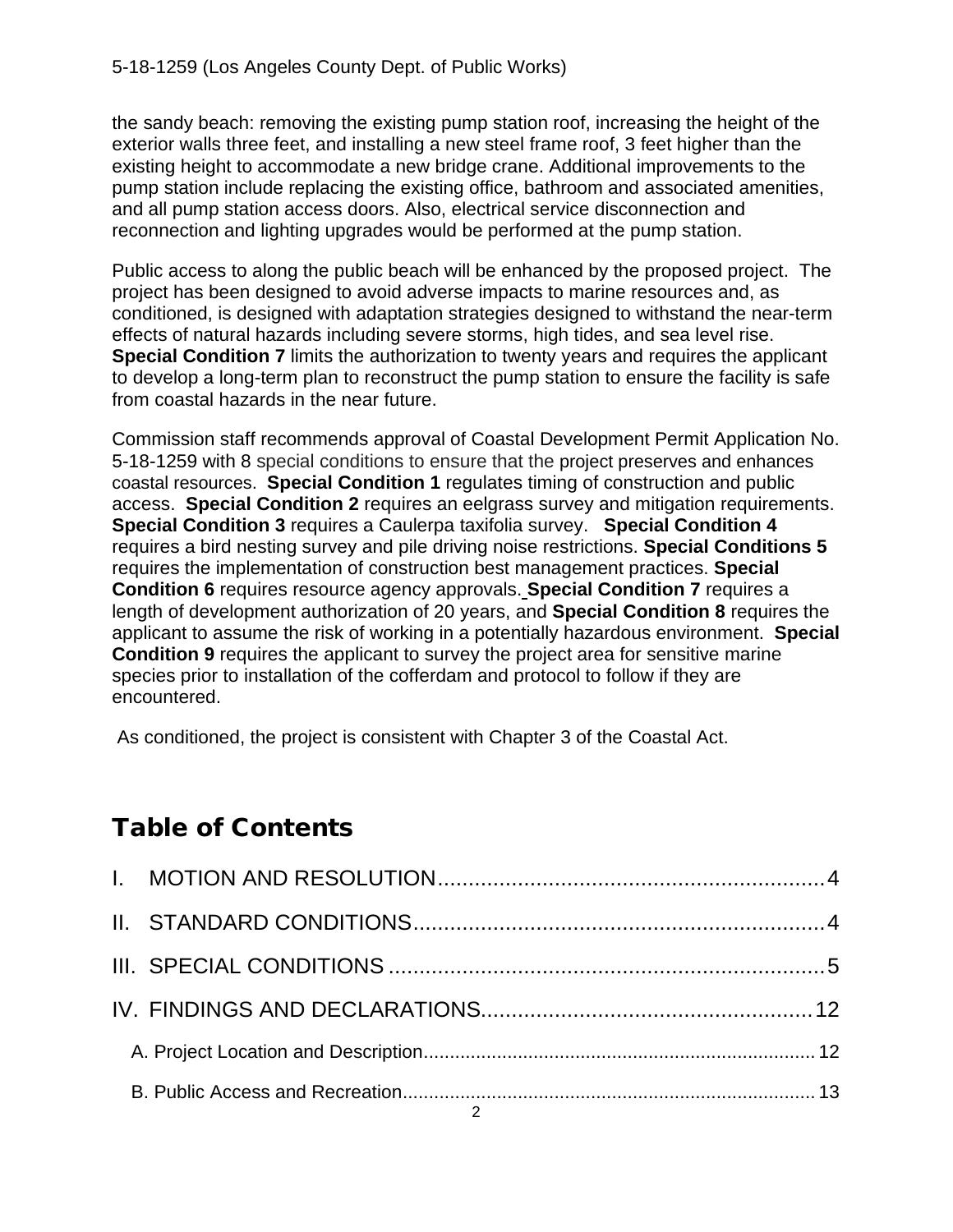the sandy beach: removing the existing pump station roof, increasing the height of the exterior walls three feet, and installing a new steel frame roof, 3 feet higher than the existing height to accommodate a new bridge crane. Additional improvements to the pump station include replacing the existing office, bathroom and associated amenities, and all pump station access doors. Also, electrical service disconnection and reconnection and lighting upgrades would be performed at the pump station.

Public access to along the public beach will be enhanced by the proposed project. The project has been designed to avoid adverse impacts to marine resources and, as conditioned, is designed with adaptation strategies designed to withstand the near-term effects of natural hazards including severe storms, high tides, and sea level rise. **Special Condition 7** limits the authorization to twenty years and requires the applicant to develop a long-term plan to reconstruct the pump station to ensure the facility is safe from coastal hazards in the near future.

Commission staff recommends approval of Coastal Development Permit Application No. 5-18-1259 with 8 special conditions to ensure that the project preserves and enhances coastal resources. **Special Condition 1** regulates timing of construction and public access. **Special Condition 2** requires an eelgrass survey and mitigation requirements. **Special Condition 3** requires a Caulerpa taxifolia survey. **Special Condition 4** requires a bird nesting survey and pile driving noise restrictions. **Special Conditions 5** requires the implementation of construction best management practices. **Special Condition 6** requires resource agency approvals. **Special Condition 7** requires a length of development authorization of 20 years, and **Special Condition 8** requires the applicant to assume the risk of working in a potentially hazardous environment. **Special Condition 9** requires the applicant to survey the project area for sensitive marine species prior to installation of the cofferdam and protocol to follow if they are encountered.

As conditioned, the project is consistent with Chapter 3 of the Coastal Act.

## Table of Contents

I. MOTION AND RESOLUTION.......................................................4

II. STANDARD CONDITIONS.......................................................4

III. SPECIAL CONDITIONS.......................................................5

IV. FINDINGS AND DECLARATIONS.......................................................12

- A. Project Location and Description.......................................................12
- B. Public Access and Recreation.......................................................13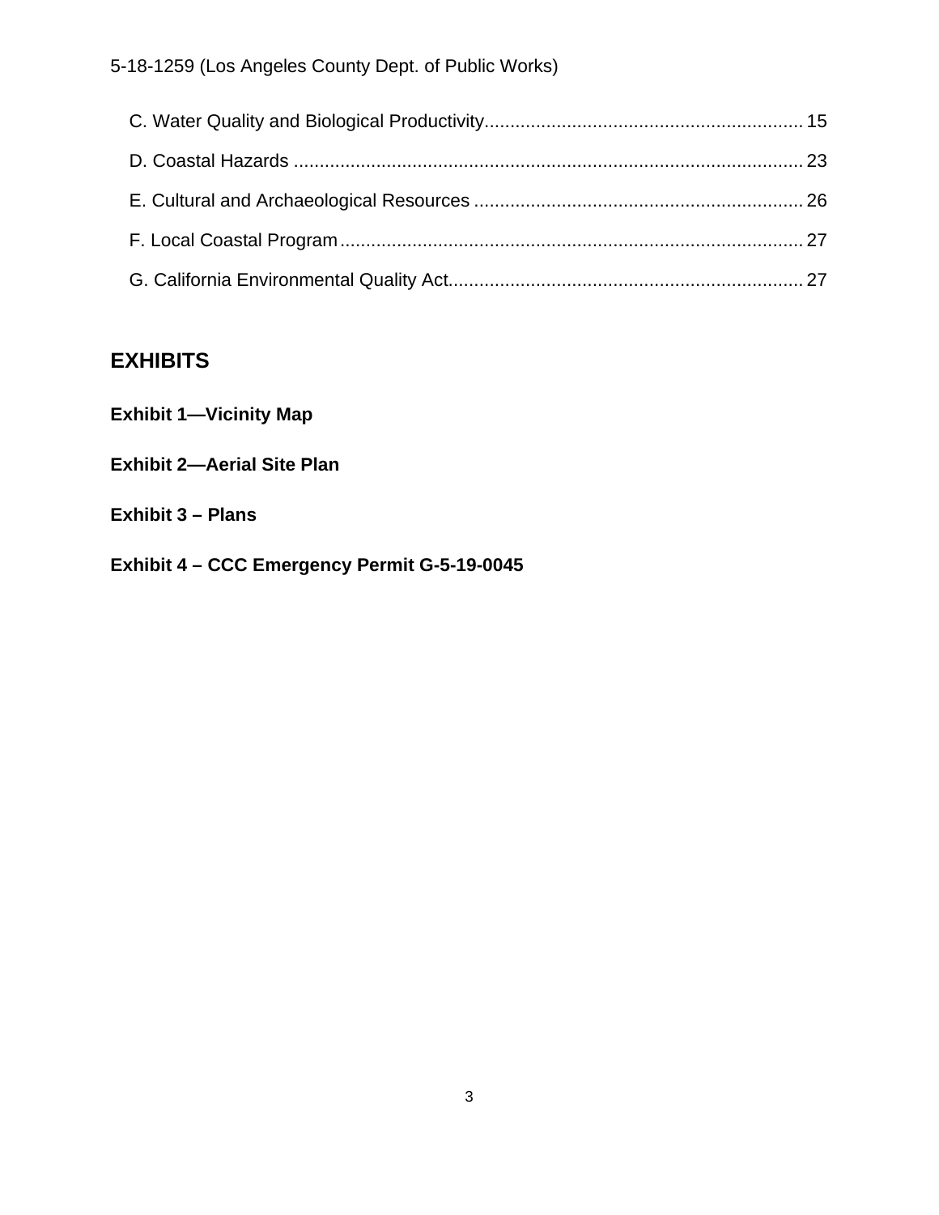C. Water Quality and Biological Productivity............................................................ 15

D. Coastal Hazards ................................................................................................ 23

E. Cultural and Archaeological Resources .............................................................. 26

F. Local Coastal Program ........................................................................................ 27

G. California Environmental Quality Act.................................................................. 27

## EXHIBITS

**Exhibit 1—Vicinity Map**

**Exhibit 2—Aerial Site Plan**

**Exhibit 3 – Plans**

**Exhibit 4 – CCC Emergency Permit G-5-19-0045**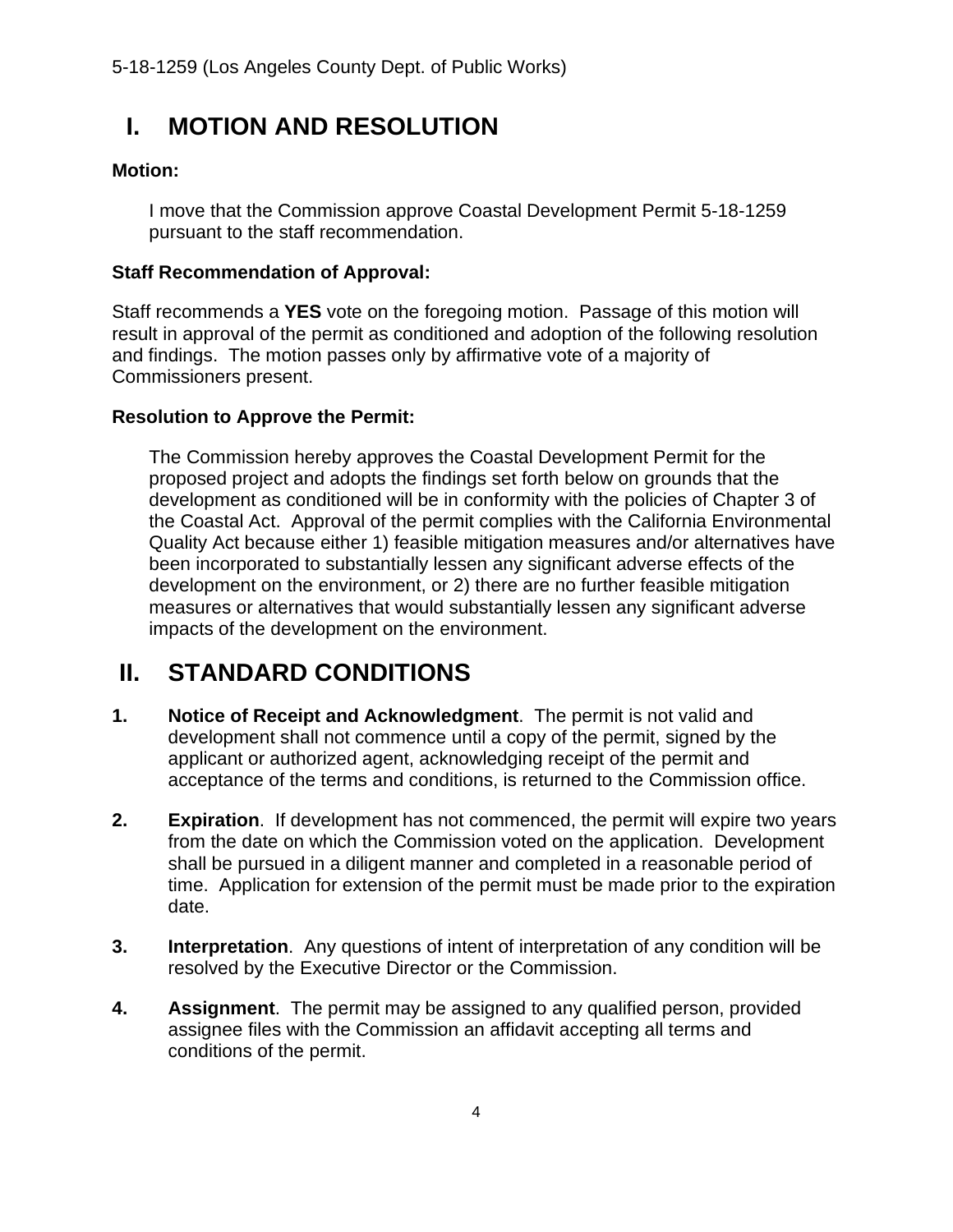# I. MOTION AND RESOLUTION

**Motion:**

I move that the Commission approve Coastal Development Permit 5-18-1259 pursuant to the staff recommendation.

**Staff Recommendation of Approval:**

Staff recommends a **YES** vote on the foregoing motion. Passage of this motion will result in approval of the permit as conditioned and adoption of the following resolution and findings. The motion passes only by affirmative vote of a majority of Commissioners present.

**Resolution to Approve the Permit:**

The Commission hereby approves the Coastal Development Permit for the proposed project and adopts the findings set forth below on grounds that the development as conditioned will be in conformity with the policies of Chapter 3 of the Coastal Act. Approval of the permit complies with the California Environmental Quality Act because either 1) feasible mitigation measures and/or alternatives have been incorporated to substantially lessen any significant adverse effects of the development on the environment, or 2) there are no further feasible mitigation measures or alternatives that would substantially lessen any significant adverse impacts of the development on the environment.

# II. STANDARD CONDITIONS

1. **Notice of Receipt and Acknowledgment**. The permit is not valid and development shall not commence until a copy of the permit, signed by the applicant or authorized agent, acknowledging receipt of the permit and acceptance of the terms and conditions, is returned to the Commission office.

2. **Expiration**. If development has not commenced, the permit will expire two years from the date on which the Commission voted on the application. Development shall be pursued in a diligent manner and completed in a reasonable period of time. Application for extension of the permit must be made prior to the expiration date.

3. **Interpretation**. Any questions of intent of interpretation of any condition will be resolved by the Executive Director or the Commission.

4. **Assignment**. The permit may be assigned to any qualified person, provided assignee files with the Commission an affidavit accepting all terms and conditions of the permit.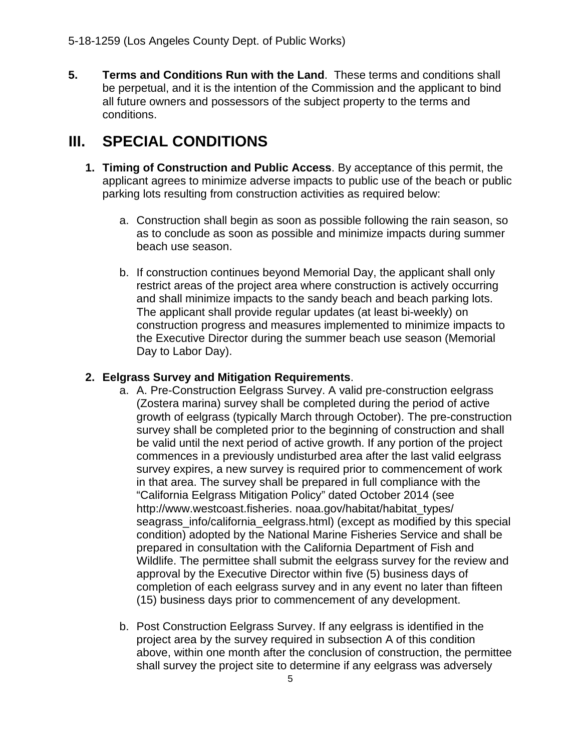**5. Terms and Conditions Run with the Land**. These terms and conditions shall be perpetual, and it is the intention of the Commission and the applicant to bind all future owners and possessors of the subject property to the terms and conditions.

# III. SPECIAL CONDITIONS

1. **Timing of Construction and Public Access**. By acceptance of this permit, the applicant agrees to minimize adverse impacts to public use of the beach or public parking lots resulting from construction activities as required below:

    a. Construction shall begin as soon as possible following the rain season, so as to conclude as soon as possible and minimize impacts during summer beach use season.

    b. If construction continues beyond Memorial Day, the applicant shall only restrict areas of the project area where construction is actively occurring and shall minimize impacts to the sandy beach and beach parking lots. The applicant shall provide regular updates (at least bi-weekly) on construction progress and measures implemented to minimize impacts to the Executive Director during the summer beach use season (Memorial Day to Labor Day).

2. **Eelgrass Survey and Mitigation Requirements**.

    a. A. Pre-Construction Eelgrass Survey. A valid pre-construction eelgrass (Zostera marina) survey shall be completed during the period of active growth of eelgrass (typically March through October). The pre-construction survey shall be completed prior to the beginning of construction and shall be valid until the next period of active growth. If any portion of the project commences in a previously undisturbed area after the last valid eelgrass survey expires, a new survey is required prior to commencement of work in that area. The survey shall be prepared in full compliance with the "California Eelgrass Mitigation Policy" dated October 2014 (see http://www.westcoast.fisheries. noaa.gov/habitat/habitat_types/ seagrass_info/california_eelgrass.html) (except as modified by this special condition) adopted by the National Marine Fisheries Service and shall be prepared in consultation with the California Department of Fish and Wildlife. The permittee shall submit the eelgrass survey for the review and approval by the Executive Director within five (5) business days of completion of each eelgrass survey and in any event no later than fifteen (15) business days prior to commencement of any development.

    b. Post Construction Eelgrass Survey. If any eelgrass is identified in the project area by the survey required in subsection A of this condition above, within one month after the conclusion of construction, the permittee shall survey the project site to determine if any eelgrass was adversely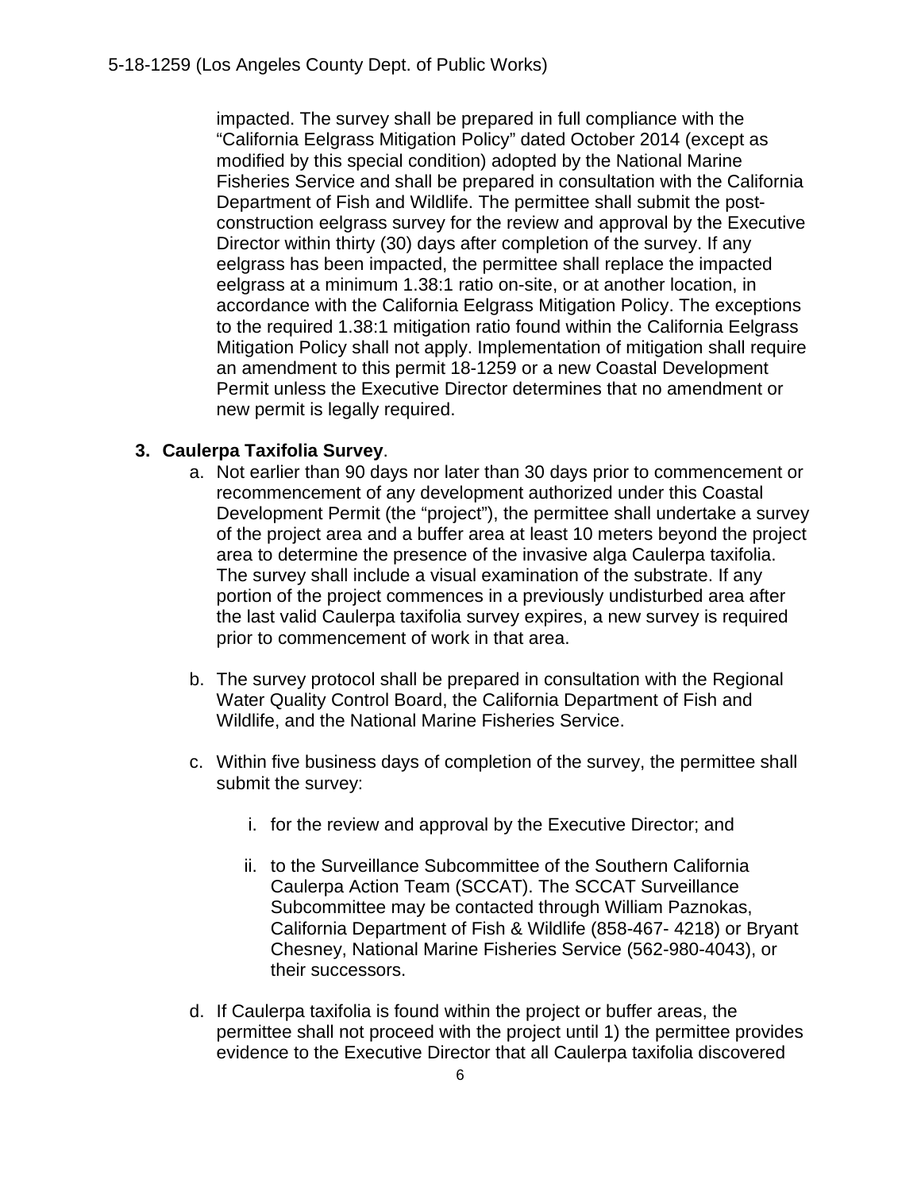impacted. The survey shall be prepared in full compliance with the "California Eelgrass Mitigation Policy" dated October 2014 (except as modified by this special condition) adopted by the National Marine Fisheries Service and shall be prepared in consultation with the California Department of Fish and Wildlife. The permittee shall submit the post-construction eelgrass survey for the review and approval by the Executive Director within thirty (30) days after completion of the survey. If any eelgrass has been impacted, the permittee shall replace the impacted eelgrass at a minimum 1.38:1 ratio on-site, or at another location, in accordance with the California Eelgrass Mitigation Policy. The exceptions to the required 1.38:1 mitigation ratio found within the California Eelgrass Mitigation Policy shall not apply. Implementation of mitigation shall require an amendment to this permit 18-1259 or a new Coastal Development Permit unless the Executive Director determines that no amendment or new permit is legally required.

3. **Caulerpa Taxifolia Survey**.

   a. Not earlier than 90 days nor later than 30 days prior to commencement or recommencement of any development authorized under this Coastal Development Permit (the "project"), the permittee shall undertake a survey of the project area and a buffer area at least 10 meters beyond the project area to determine the presence of the invasive alga Caulerpa taxifolia. The survey shall include a visual examination of the substrate. If any portion of the project commences in a previously undisturbed area after the last valid Caulerpa taxifolia survey expires, a new survey is required prior to commencement of work in that area.

   b. The survey protocol shall be prepared in consultation with the Regional Water Quality Control Board, the California Department of Fish and Wildlife, and the National Marine Fisheries Service.

   c. Within five business days of completion of the survey, the permittee shall submit the survey:

      i. for the review and approval by the Executive Director; and

      ii. to the Surveillance Subcommittee of the Southern California Caulerpa Action Team (SCCAT). The SCCAT Surveillance Subcommittee may be contacted through William Paznokas, California Department of Fish & Wildlife (858-467- 4218) or Bryant Chesney, National Marine Fisheries Service (562-980-4043), or their successors.

   d. If Caulerpa taxifolia is found within the project or buffer areas, the permittee shall not proceed with the project until 1) the permittee provides evidence to the Executive Director that all Caulerpa taxifolia discovered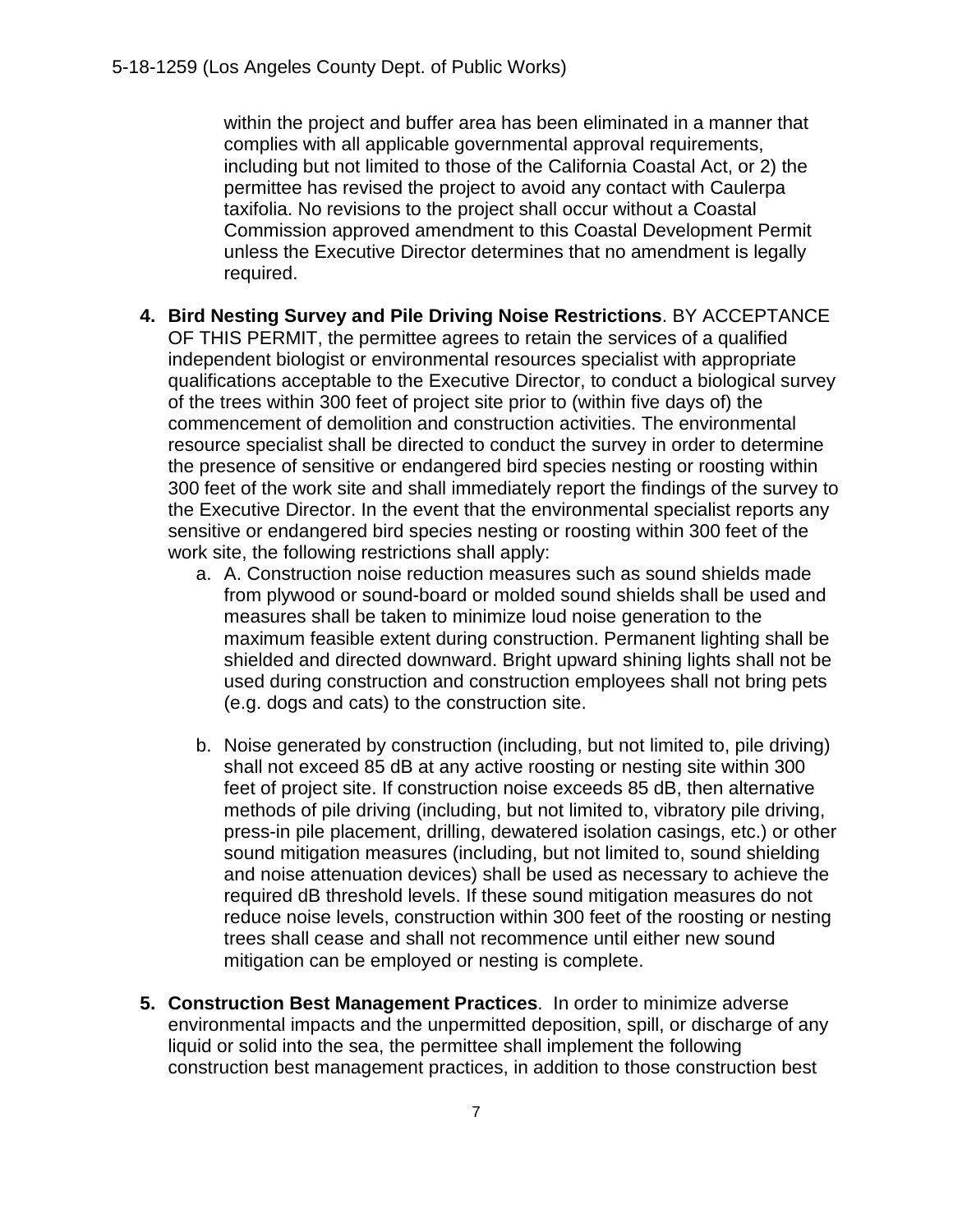within the project and buffer area has been eliminated in a manner that complies with all applicable governmental approval requirements, including but not limited to those of the California Coastal Act, or 2) the permittee has revised the project to avoid any contact with Caulerpa taxifolia. No revisions to the project shall occur without a Coastal Commission approved amendment to this Coastal Development Permit unless the Executive Director determines that no amendment is legally required.

4. **Bird Nesting Survey and Pile Driving Noise Restrictions**. BY ACCEPTANCE OF THIS PERMIT, the permittee agrees to retain the services of a qualified independent biologist or environmental resources specialist with appropriate qualifications acceptable to the Executive Director, to conduct a biological survey of the trees within 300 feet of project site prior to (within five days of) the commencement of demolition and construction activities. The environmental resource specialist shall be directed to conduct the survey in order to determine the presence of sensitive or endangered bird species nesting or roosting within 300 feet of the work site and shall immediately report the findings of the survey to the Executive Director. In the event that the environmental specialist reports any sensitive or endangered bird species nesting or roosting within 300 feet of the work site, the following restrictions shall apply:
   a. A. Construction noise reduction measures such as sound shields made from plywood or sound-board or molded sound shields shall be used and measures shall be taken to minimize loud noise generation to the maximum feasible extent during construction. Permanent lighting shall be shielded and directed downward. Bright upward shining lights shall not be used during construction and construction employees shall not bring pets (e.g. dogs and cats) to the construction site.

   b. Noise generated by construction (including, but not limited to, pile driving) shall not exceed 85 dB at any active roosting or nesting site within 300 feet of project site. If construction noise exceeds 85 dB, then alternative methods of pile driving (including, but not limited to, vibratory pile driving, press-in pile placement, drilling, dewatered isolation casings, etc.) or other sound mitigation measures (including, but not limited to, sound shielding and noise attenuation devices) shall be used as necessary to achieve the required dB threshold levels. If these sound mitigation measures do not reduce noise levels, construction within 300 feet of the roosting or nesting trees shall cease and shall not recommence until either new sound mitigation can be employed or nesting is complete.

5. **Construction Best Management Practices**. In order to minimize adverse environmental impacts and the unpermitted deposition, spill, or discharge of any liquid or solid into the sea, the permittee shall implement the following construction best management practices, in addition to those construction best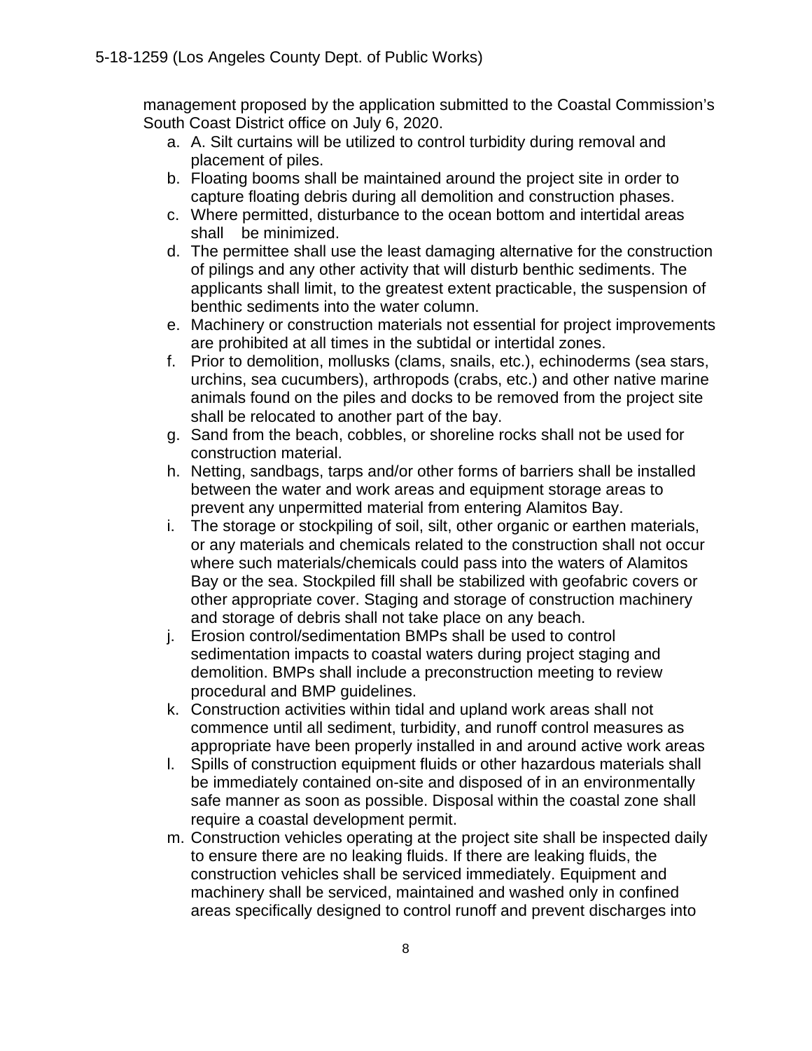management proposed by the application submitted to the Coastal Commission's South Coast District office on July 6, 2020.

a. A. Silt curtains will be utilized to control turbidity during removal and placement of piles.
b. Floating booms shall be maintained around the project site in order to capture floating debris during all demolition and construction phases.
c. Where permitted, disturbance to the ocean bottom and intertidal areas shall be minimized.
d. The permittee shall use the least damaging alternative for the construction of pilings and any other activity that will disturb benthic sediments. The applicants shall limit, to the greatest extent practicable, the suspension of benthic sediments into the water column.
e. Machinery or construction materials not essential for project improvements are prohibited at all times in the subtidal or intertidal zones.
f. Prior to demolition, mollusks (clams, snails, etc.), echinoderms (sea stars, urchins, sea cucumbers), arthropods (crabs, etc.) and other native marine animals found on the piles and docks to be removed from the project site shall be relocated to another part of the bay.
g. Sand from the beach, cobbles, or shoreline rocks shall not be used for construction material.
h. Netting, sandbags, tarps and/or other forms of barriers shall be installed between the water and work areas and equipment storage areas to prevent any unpermitted material from entering Alamitos Bay.
i. The storage or stockpiling of soil, silt, other organic or earthen materials, or any materials and chemicals related to the construction shall not occur where such materials/chemicals could pass into the waters of Alamitos Bay or the sea. Stockpiled fill shall be stabilized with geofabric covers or other appropriate cover. Staging and storage of construction machinery and storage of debris shall not take place on any beach.
j. Erosion control/sedimentation BMPs shall be used to control sedimentation impacts to coastal waters during project staging and demolition. BMPs shall include a preconstruction meeting to review procedural and BMP guidelines.
k. Construction activities within tidal and upland work areas shall not commence until all sediment, turbidity, and runoff control measures as appropriate have been properly installed in and around active work areas
l. Spills of construction equipment fluids or other hazardous materials shall be immediately contained on-site and disposed of in an environmentally safe manner as soon as possible. Disposal within the coastal zone shall require a coastal development permit.
m. Construction vehicles operating at the project site shall be inspected daily to ensure there are no leaking fluids. If there are leaking fluids, the construction vehicles shall be serviced immediately. Equipment and machinery shall be serviced, maintained and washed only in confined areas specifically designed to control runoff and prevent discharges into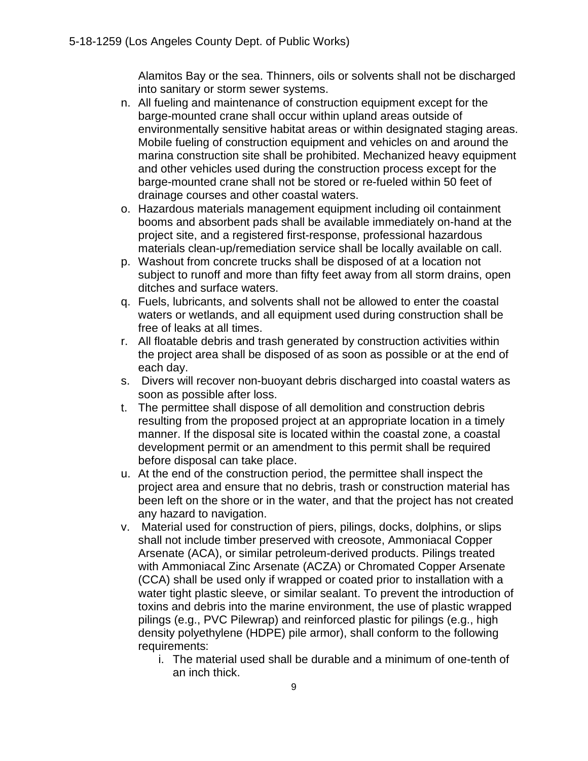Alamitos Bay or the sea. Thinners, oils or solvents shall not be discharged into sanitary or storm sewer systems.

n. All fueling and maintenance of construction equipment except for the barge-mounted crane shall occur within upland areas outside of environmentally sensitive habitat areas or within designated staging areas. Mobile fueling of construction equipment and vehicles on and around the marina construction site shall be prohibited. Mechanized heavy equipment and other vehicles used during the construction process except for the barge-mounted crane shall not be stored or re-fueled within 50 feet of drainage courses and other coastal waters.
o. Hazardous materials management equipment including oil containment booms and absorbent pads shall be available immediately on-hand at the project site, and a registered first-response, professional hazardous materials clean-up/remediation service shall be locally available on call.
p. Washout from concrete trucks shall be disposed of at a location not subject to runoff and more than fifty feet away from all storm drains, open ditches and surface waters.
q. Fuels, lubricants, and solvents shall not be allowed to enter the coastal waters or wetlands, and all equipment used during construction shall be free of leaks at all times.
r. All floatable debris and trash generated by construction activities within the project area shall be disposed of as soon as possible or at the end of each day.
s. Divers will recover non-buoyant debris discharged into coastal waters as soon as possible after loss.
t. The permittee shall dispose of all demolition and construction debris resulting from the proposed project at an appropriate location in a timely manner. If the disposal site is located within the coastal zone, a coastal development permit or an amendment to this permit shall be required before disposal can take place.
u. At the end of the construction period, the permittee shall inspect the project area and ensure that no debris, trash or construction material has been left on the shore or in the water, and that the project has not created any hazard to navigation.
v. Material used for construction of piers, pilings, docks, dolphins, or slips shall not include timber preserved with creosote, Ammoniacal Copper Arsenate (ACA), or similar petroleum-derived products. Pilings treated with Ammoniacal Zinc Arsenate (ACZA) or Chromated Copper Arsenate (CCA) shall be used only if wrapped or coated prior to installation with a water tight plastic sleeve, or similar sealant. To prevent the introduction of toxins and debris into the marine environment, the use of plastic wrapped pilings (e.g., PVC Pilewrap) and reinforced plastic for pilings (e.g., high density polyethylene (HDPE) pile armor), shall conform to the following requirements:
    i. The material used shall be durable and a minimum of one-tenth of an inch thick.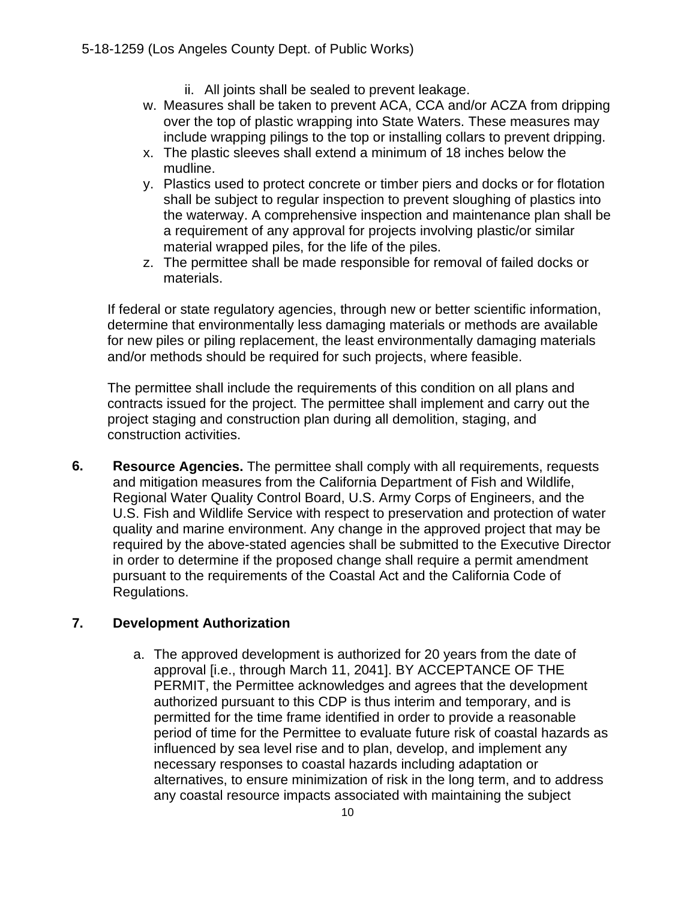ii. All joints shall be sealed to prevent leakage.

w. Measures shall be taken to prevent ACA, CCA and/or ACZA from dripping over the top of plastic wrapping into State Waters. These measures may include wrapping pilings to the top or installing collars to prevent dripping.

x. The plastic sleeves shall extend a minimum of 18 inches below the mudline.

y. Plastics used to protect concrete or timber piers and docks or for flotation shall be subject to regular inspection to prevent sloughing of plastics into the waterway. A comprehensive inspection and maintenance plan shall be a requirement of any approval for projects involving plastic/or similar material wrapped piles, for the life of the piles.

z. The permittee shall be made responsible for removal of failed docks or materials.

If federal or state regulatory agencies, through new or better scientific information, determine that environmentally less damaging materials or methods are available for new piles or piling replacement, the least environmentally damaging materials and/or methods should be required for such projects, where feasible.

The permittee shall include the requirements of this condition on all plans and contracts issued for the project. The permittee shall implement and carry out the project staging and construction plan during all demolition, staging, and construction activities.

**6. Resource Agencies.** The permittee shall comply with all requirements, requests and mitigation measures from the California Department of Fish and Wildlife, Regional Water Quality Control Board, U.S. Army Corps of Engineers, and the U.S. Fish and Wildlife Service with respect to preservation and protection of water quality and marine environment. Any change in the approved project that may be required by the above-stated agencies shall be submitted to the Executive Director in order to determine if the proposed change shall require a permit amendment pursuant to the requirements of the Coastal Act and the California Code of Regulations.

**7. Development Authorization**

a. The approved development is authorized for 20 years from the date of approval [i.e., through March 11, 2041]. BY ACCEPTANCE OF THE PERMIT, the Permittee acknowledges and agrees that the development authorized pursuant to this CDP is thus interim and temporary, and is permitted for the time frame identified in order to provide a reasonable period of time for the Permittee to evaluate future risk of coastal hazards as influenced by sea level rise and to plan, develop, and implement any necessary responses to coastal hazards including adaptation or alternatives, to ensure minimization of risk in the long term, and to address any coastal resource impacts associated with maintaining the subject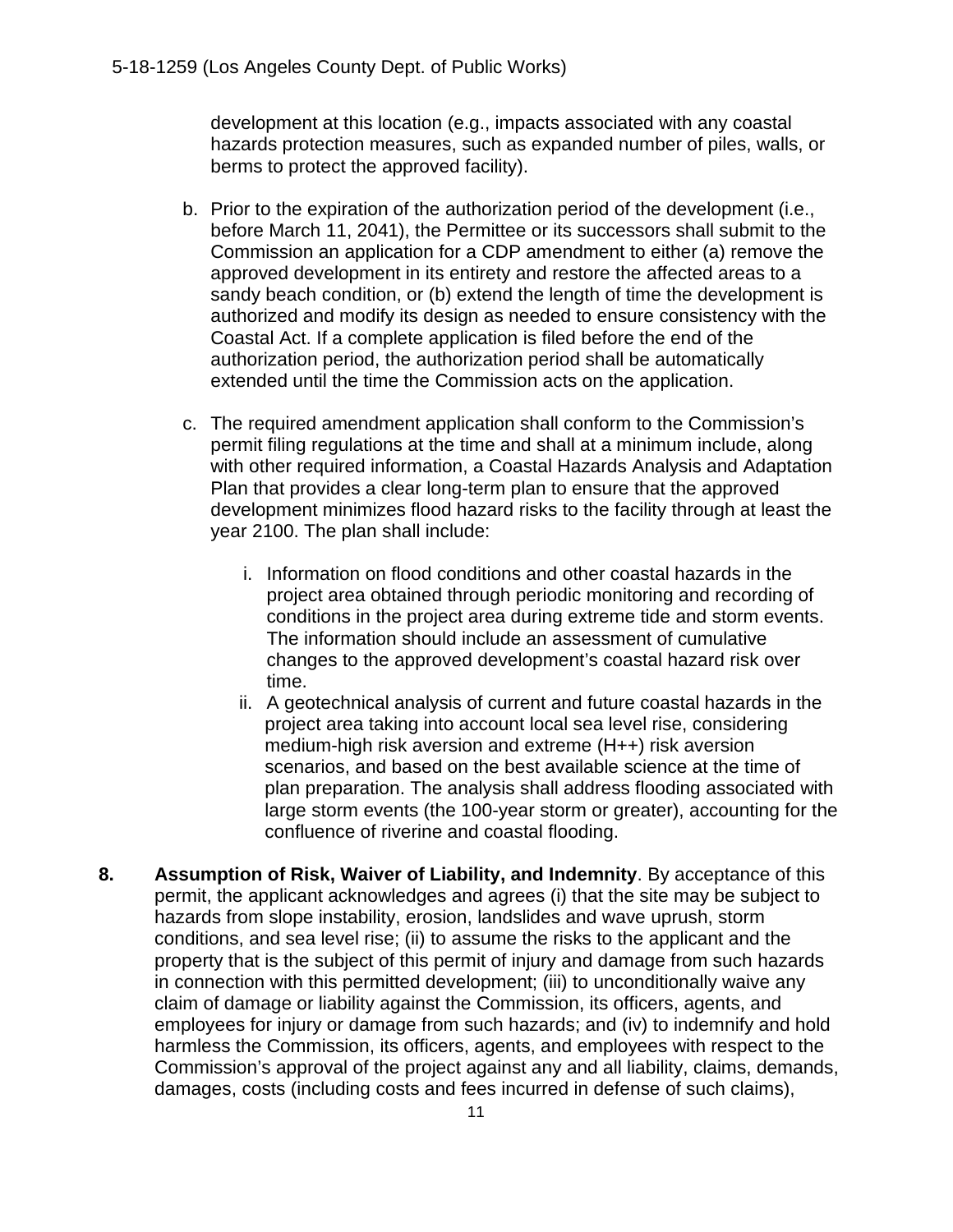development at this location (e.g., impacts associated with any coastal hazards protection measures, such as expanded number of piles, walls, or berms to protect the approved facility).

b. Prior to the expiration of the authorization period of the development (i.e., before March 11, 2041), the Permittee or its successors shall submit to the Commission an application for a CDP amendment to either (a) remove the approved development in its entirety and restore the affected areas to a sandy beach condition, or (b) extend the length of time the development is authorized and modify its design as needed to ensure consistency with the Coastal Act. If a complete application is filed before the end of the authorization period, the authorization period shall be automatically extended until the time the Commission acts on the application.

c. The required amendment application shall conform to the Commission's permit filing regulations at the time and shall at a minimum include, along with other required information, a Coastal Hazards Analysis and Adaptation Plan that provides a clear long-term plan to ensure that the approved development minimizes flood hazard risks to the facility through at least the year 2100. The plan shall include:

   i. Information on flood conditions and other coastal hazards in the project area obtained through periodic monitoring and recording of conditions in the project area during extreme tide and storm events. The information should include an assessment of cumulative changes to the approved development's coastal hazard risk over time.

   ii. A geotechnical analysis of current and future coastal hazards in the project area taking into account local sea level rise, considering medium-high risk aversion and extreme (H++) risk aversion scenarios, and based on the best available science at the time of plan preparation. The analysis shall address flooding associated with large storm events (the 100-year storm or greater), accounting for the confluence of riverine and coastal flooding.

**8. Assumption of Risk, Waiver of Liability, and Indemnity**. By acceptance of this permit, the applicant acknowledges and agrees (i) that the site may be subject to hazards from slope instability, erosion, landslides and wave uprush, storm conditions, and sea level rise; (ii) to assume the risks to the applicant and the property that is the subject of this permit of injury and damage from such hazards in connection with this permitted development; (iii) to unconditionally waive any claim of damage or liability against the Commission, its officers, agents, and employees for injury or damage from such hazards; and (iv) to indemnify and hold harmless the Commission, its officers, agents, and employees with respect to the Commission's approval of the project against any and all liability, claims, demands, damages, costs (including costs and fees incurred in defense of such claims),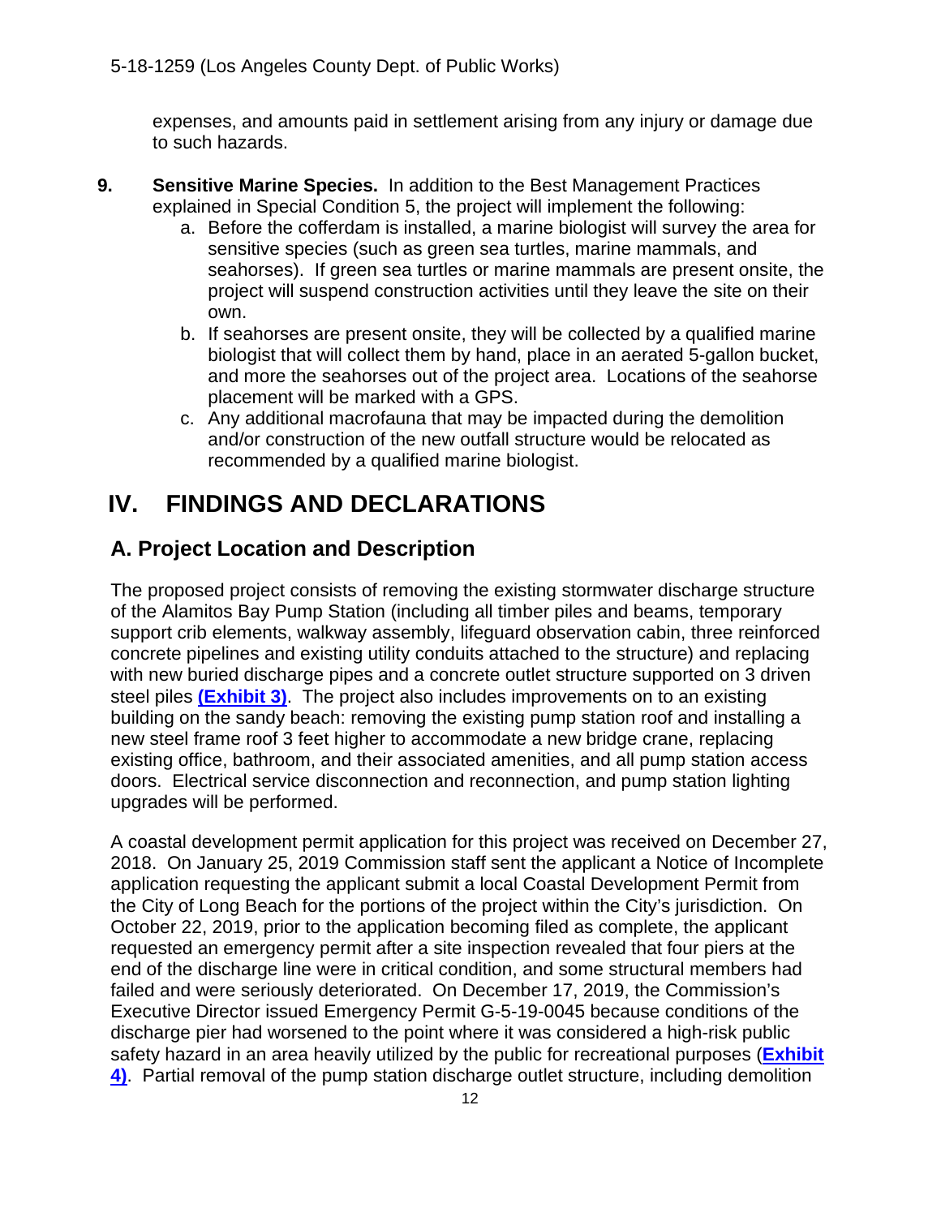expenses, and amounts paid in settlement arising from any injury or damage due to such hazards.

9. **Sensitive Marine Species.** In addition to the Best Management Practices explained in Special Condition 5, the project will implement the following:
   a. Before the cofferdam is installed, a marine biologist will survey the area for sensitive species (such as green sea turtles, marine mammals, and seahorses). If green sea turtles or marine mammals are present onsite, the project will suspend construction activities until they leave the site on their own.
   b. If seahorses are present onsite, they will be collected by a qualified marine biologist that will collect them by hand, place in an aerated 5-gallon bucket, and more the seahorses out of the project area. Locations of the seahorse placement will be marked with a GPS.
   c. Any additional macrofauna that may be impacted during the demolition and/or construction of the new outfall structure would be relocated as recommended by a qualified marine biologist.

# IV. FINDINGS AND DECLARATIONS

## A. Project Location and Description

The proposed project consists of removing the existing stormwater discharge structure of the Alamitos Bay Pump Station (including all timber piles and beams, temporary support crib elements, walkway assembly, lifeguard observation cabin, three reinforced concrete pipelines and existing utility conduits attached to the structure) and replacing with new buried discharge pipes and a concrete outlet structure supported on 3 driven steel piles **(Exhibit 3)**. The project also includes improvements on to an existing building on the sandy beach: removing the existing pump station roof and installing a new steel frame roof 3 feet higher to accommodate a new bridge crane, replacing existing office, bathroom, and their associated amenities, and all pump station access doors. Electrical service disconnection and reconnection, and pump station lighting upgrades will be performed.

A coastal development permit application for this project was received on December 27, 2018. On January 25, 2019 Commission staff sent the applicant a Notice of Incomplete application requesting the applicant submit a local Coastal Development Permit from the City of Long Beach for the portions of the project within the City's jurisdiction. On October 22, 2019, prior to the application becoming filed as complete, the applicant requested an emergency permit after a site inspection revealed that four piers at the end of the discharge line were in critical condition, and some structural members had failed and were seriously deteriorated. On December 17, 2019, the Commission's Executive Director issued Emergency Permit G-5-19-0045 because conditions of the discharge pier had worsened to the point where it was considered a high-risk public safety hazard in an area heavily utilized by the public for recreational purposes (**Exhibit 4)**. Partial removal of the pump station discharge outlet structure, including demolition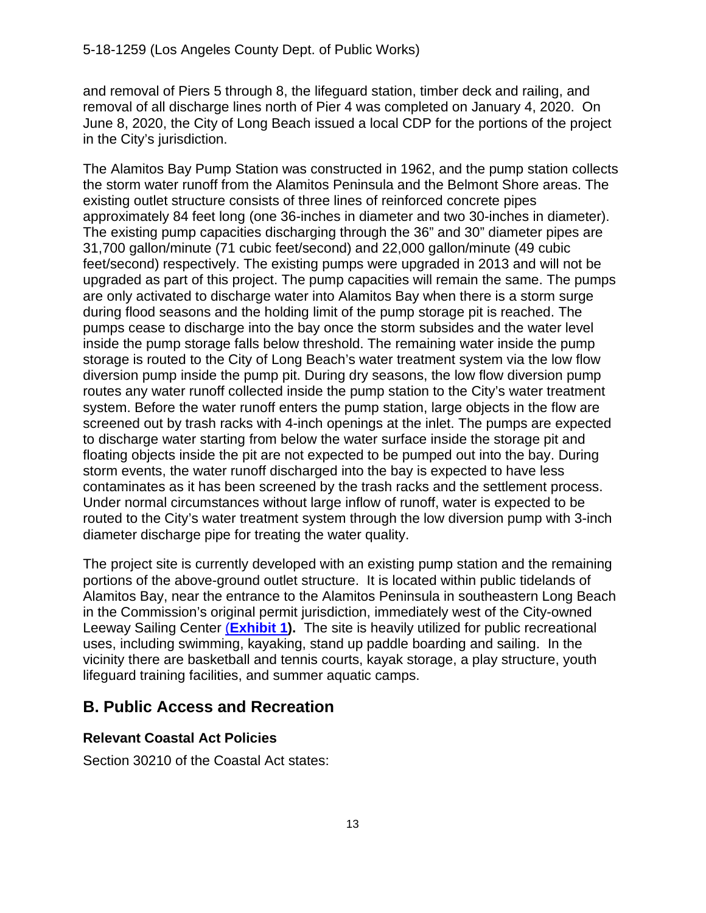and removal of Piers 5 through 8, the lifeguard station, timber deck and railing, and removal of all discharge lines north of Pier 4 was completed on January 4, 2020. On June 8, 2020, the City of Long Beach issued a local CDP for the portions of the project in the City's jurisdiction.

The Alamitos Bay Pump Station was constructed in 1962, and the pump station collects the storm water runoff from the Alamitos Peninsula and the Belmont Shore areas. The existing outlet structure consists of three lines of reinforced concrete pipes approximately 84 feet long (one 36-inches in diameter and two 30-inches in diameter). The existing pump capacities discharging through the 36" and 30" diameter pipes are 31,700 gallon/minute (71 cubic feet/second) and 22,000 gallon/minute (49 cubic feet/second) respectively. The existing pumps were upgraded in 2013 and will not be upgraded as part of this project. The pump capacities will remain the same. The pumps are only activated to discharge water into Alamitos Bay when there is a storm surge during flood seasons and the holding limit of the pump storage pit is reached. The pumps cease to discharge into the bay once the storm subsides and the water level inside the pump storage falls below threshold. The remaining water inside the pump storage is routed to the City of Long Beach's water treatment system via the low flow diversion pump inside the pump pit. During dry seasons, the low flow diversion pump routes any water runoff collected inside the pump station to the City's water treatment system. Before the water runoff enters the pump station, large objects in the flow are screened out by trash racks with 4-inch openings at the inlet. The pumps are expected to discharge water starting from below the water surface inside the storage pit and floating objects inside the pit are not expected to be pumped out into the bay. During storm events, the water runoff discharged into the bay is expected to have less contaminates as it has been screened by the trash racks and the settlement process. Under normal circumstances without large inflow of runoff, water is expected to be routed to the City's water treatment system through the low diversion pump with 3-inch diameter discharge pipe for treating the water quality.

The project site is currently developed with an existing pump station and the remaining portions of the above-ground outlet structure. It is located within public tidelands of Alamitos Bay, near the entrance to the Alamitos Peninsula in southeastern Long Beach in the Commission's original permit jurisdiction, immediately west of the City-owned Leeway Sailing Center (**Exhibit 1**). The site is heavily utilized for public recreational uses, including swimming, kayaking, stand up paddle boarding and sailing. In the vicinity there are basketball and tennis courts, kayak storage, a play structure, youth lifeguard training facilities, and summer aquatic camps.

## B. Public Access and Recreation

### Relevant Coastal Act Policies

Section 30210 of the Coastal Act states: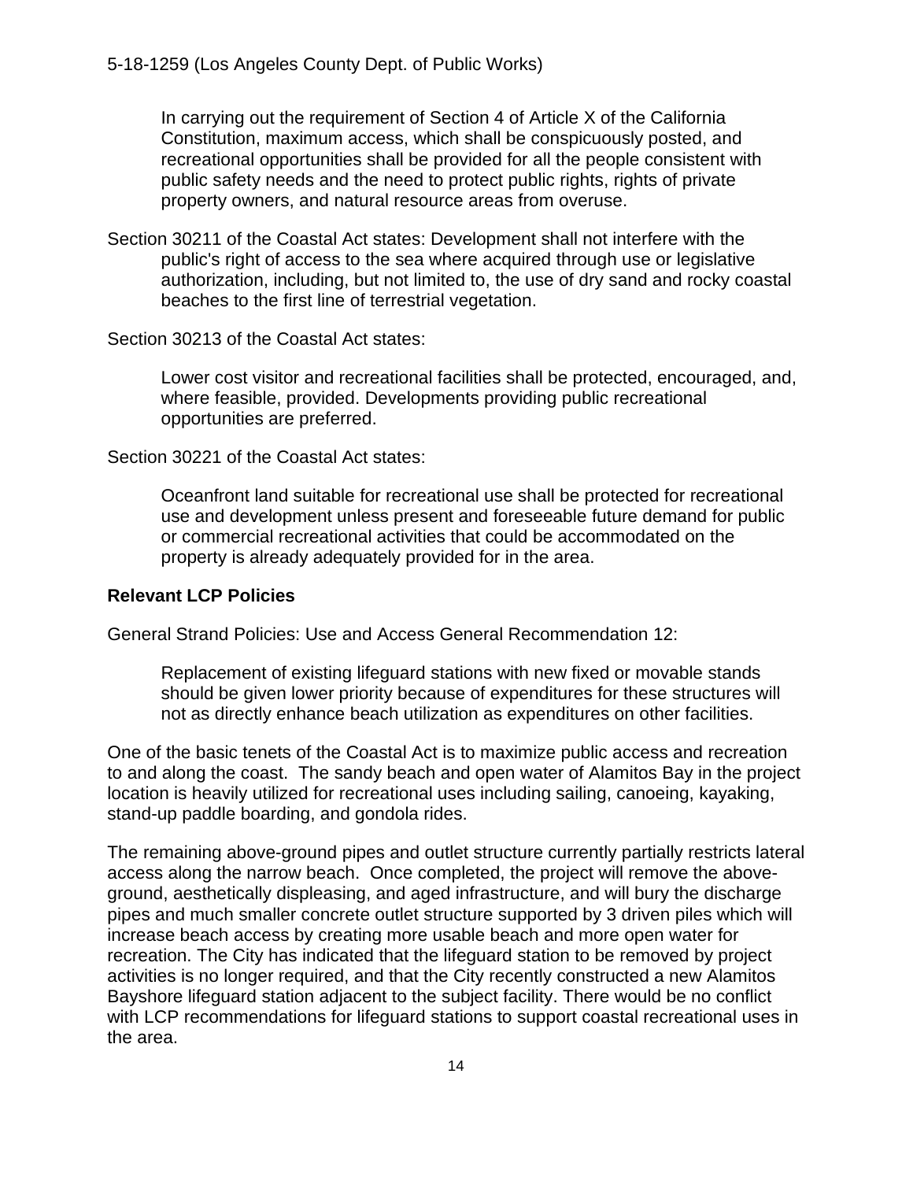In carrying out the requirement of Section 4 of Article X of the California Constitution, maximum access, which shall be conspicuously posted, and recreational opportunities shall be provided for all the people consistent with public safety needs and the need to protect public rights, rights of private property owners, and natural resource areas from overuse.

Section 30211 of the Coastal Act states: Development shall not interfere with the public's right of access to the sea where acquired through use or legislative authorization, including, but not limited to, the use of dry sand and rocky coastal beaches to the first line of terrestrial vegetation.

Section 30213 of the Coastal Act states:

> Lower cost visitor and recreational facilities shall be protected, encouraged, and, where feasible, provided. Developments providing public recreational opportunities are preferred.

Section 30221 of the Coastal Act states:

> Oceanfront land suitable for recreational use shall be protected for recreational use and development unless present and foreseeable future demand for public or commercial recreational activities that could be accommodated on the property is already adequately provided for in the area.

**Relevant LCP Policies**

General Strand Policies: Use and Access General Recommendation 12:

> Replacement of existing lifeguard stations with new fixed or movable stands should be given lower priority because of expenditures for these structures will not as directly enhance beach utilization as expenditures on other facilities.

One of the basic tenets of the Coastal Act is to maximize public access and recreation to and along the coast. The sandy beach and open water of Alamitos Bay in the project location is heavily utilized for recreational uses including sailing, canoeing, kayaking, stand-up paddle boarding, and gondola rides.

The remaining above-ground pipes and outlet structure currently partially restricts lateral access along the narrow beach. Once completed, the project will remove the above-ground, aesthetically displeasing, and aged infrastructure, and will bury the discharge pipes and much smaller concrete outlet structure supported by 3 driven piles which will increase beach access by creating more usable beach and more open water for recreation. The City has indicated that the lifeguard station to be removed by project activities is no longer required, and that the City recently constructed a new Alamitos Bayshore lifeguard station adjacent to the subject facility. There would be no conflict with LCP recommendations for lifeguard stations to support coastal recreational uses in the area.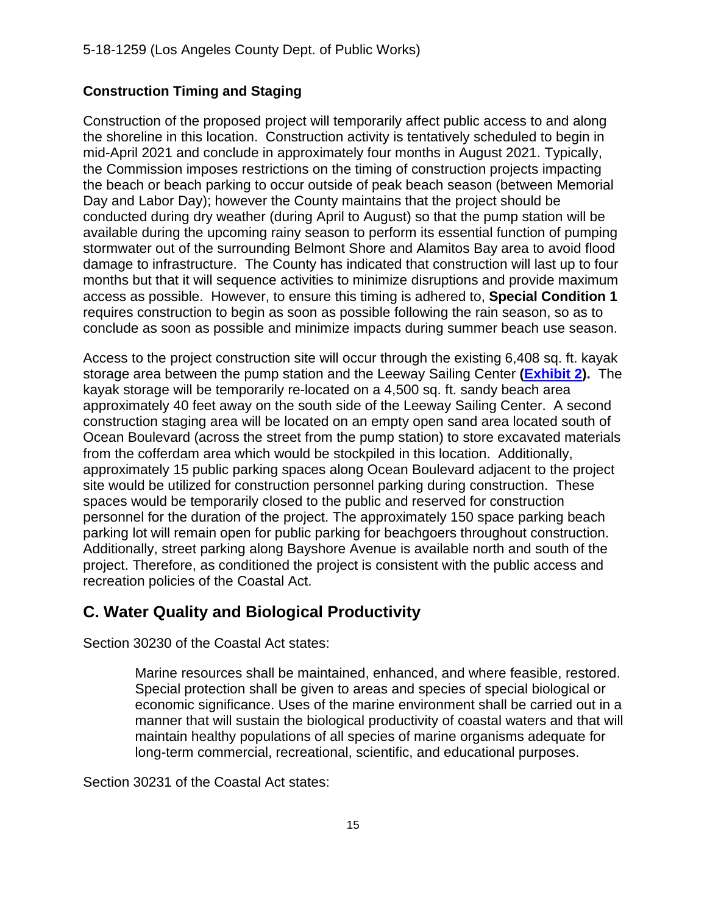### Construction Timing and Staging

Construction of the proposed project will temporarily affect public access to and along the shoreline in this location. Construction activity is tentatively scheduled to begin in mid-April 2021 and conclude in approximately four months in August 2021. Typically, the Commission imposes restrictions on the timing of construction projects impacting the beach or beach parking to occur outside of peak beach season (between Memorial Day and Labor Day); however the County maintains that the project should be conducted during dry weather (during April to August) so that the pump station will be available during the upcoming rainy season to perform its essential function of pumping stormwater out of the surrounding Belmont Shore and Alamitos Bay area to avoid flood damage to infrastructure. The County has indicated that construction will last up to four months but that it will sequence activities to minimize disruptions and provide maximum access as possible. However, to ensure this timing is adhered to, **Special Condition 1** requires construction to begin as soon as possible following the rain season, so as to conclude as soon as possible and minimize impacts during summer beach use season.

Access to the project construction site will occur through the existing 6,408 sq. ft. kayak storage area between the pump station and the Leeway Sailing Center **(Exhibit 2).** The kayak storage will be temporarily re-located on a 4,500 sq. ft. sandy beach area approximately 40 feet away on the south side of the Leeway Sailing Center. A second construction staging area will be located on an empty open sand area located south of Ocean Boulevard (across the street from the pump station) to store excavated materials from the cofferdam area which would be stockpiled in this location. Additionally, approximately 15 public parking spaces along Ocean Boulevard adjacent to the project site would be utilized for construction personnel parking during construction. These spaces would be temporarily closed to the public and reserved for construction personnel for the duration of the project. The approximately 150 space parking beach parking lot will remain open for public parking for beachgoers throughout construction. Additionally, street parking along Bayshore Avenue is available north and south of the project. Therefore, as conditioned the project is consistent with the public access and recreation policies of the Coastal Act.

## C. Water Quality and Biological Productivity

Section 30230 of the Coastal Act states:

> Marine resources shall be maintained, enhanced, and where feasible, restored. Special protection shall be given to areas and species of special biological or economic significance. Uses of the marine environment shall be carried out in a manner that will sustain the biological productivity of coastal waters and that will maintain healthy populations of all species of marine organisms adequate for long-term commercial, recreational, scientific, and educational purposes.

Section 30231 of the Coastal Act states: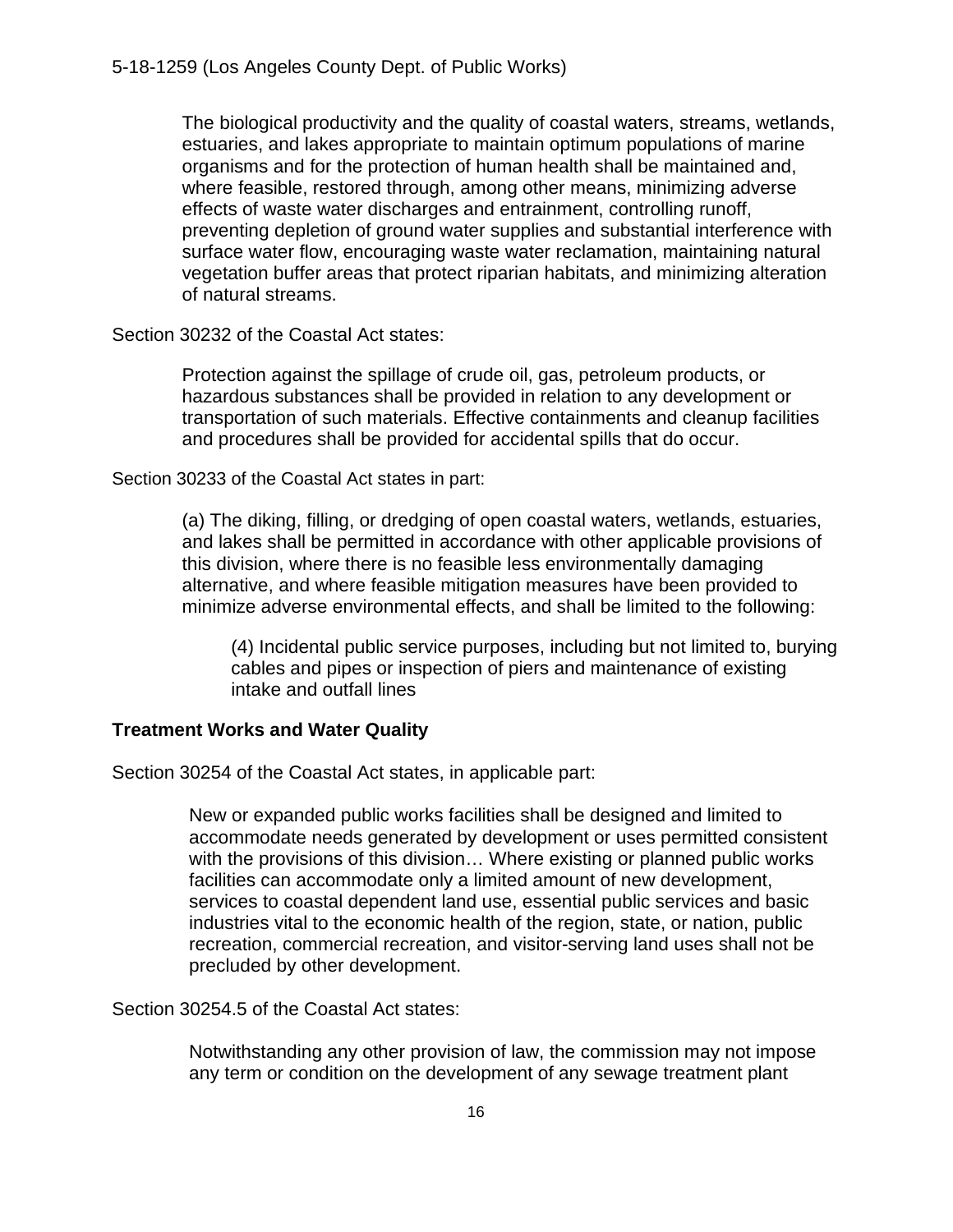> The biological productivity and the quality of coastal waters, streams, wetlands, estuaries, and lakes appropriate to maintain optimum populations of marine organisms and for the protection of human health shall be maintained and, where feasible, restored through, among other means, minimizing adverse effects of waste water discharges and entrainment, controlling runoff, preventing depletion of ground water supplies and substantial interference with surface water flow, encouraging waste water reclamation, maintaining natural vegetation buffer areas that protect riparian habitats, and minimizing alteration of natural streams.

Section 30232 of the Coastal Act states:

> Protection against the spillage of crude oil, gas, petroleum products, or hazardous substances shall be provided in relation to any development or transportation of such materials. Effective containments and cleanup facilities and procedures shall be provided for accidental spills that do occur.

Section 30233 of the Coastal Act states in part:

> (a) The diking, filling, or dredging of open coastal waters, wetlands, estuaries, and lakes shall be permitted in accordance with other applicable provisions of this division, where there is no feasible less environmentally damaging alternative, and where feasible mitigation measures have been provided to minimize adverse environmental effects, and shall be limited to the following:
>
> > (4) Incidental public service purposes, including but not limited to, burying cables and pipes or inspection of piers and maintenance of existing intake and outfall lines

**Treatment Works and Water Quality**

Section 30254 of the Coastal Act states, in applicable part:

> New or expanded public works facilities shall be designed and limited to accommodate needs generated by development or uses permitted consistent with the provisions of this division… Where existing or planned public works facilities can accommodate only a limited amount of new development, services to coastal dependent land use, essential public services and basic industries vital to the economic health of the region, state, or nation, public recreation, commercial recreation, and visitor-serving land uses shall not be precluded by other development.

Section 30254.5 of the Coastal Act states:

> Notwithstanding any other provision of law, the commission may not impose any term or condition on the development of any sewage treatment plant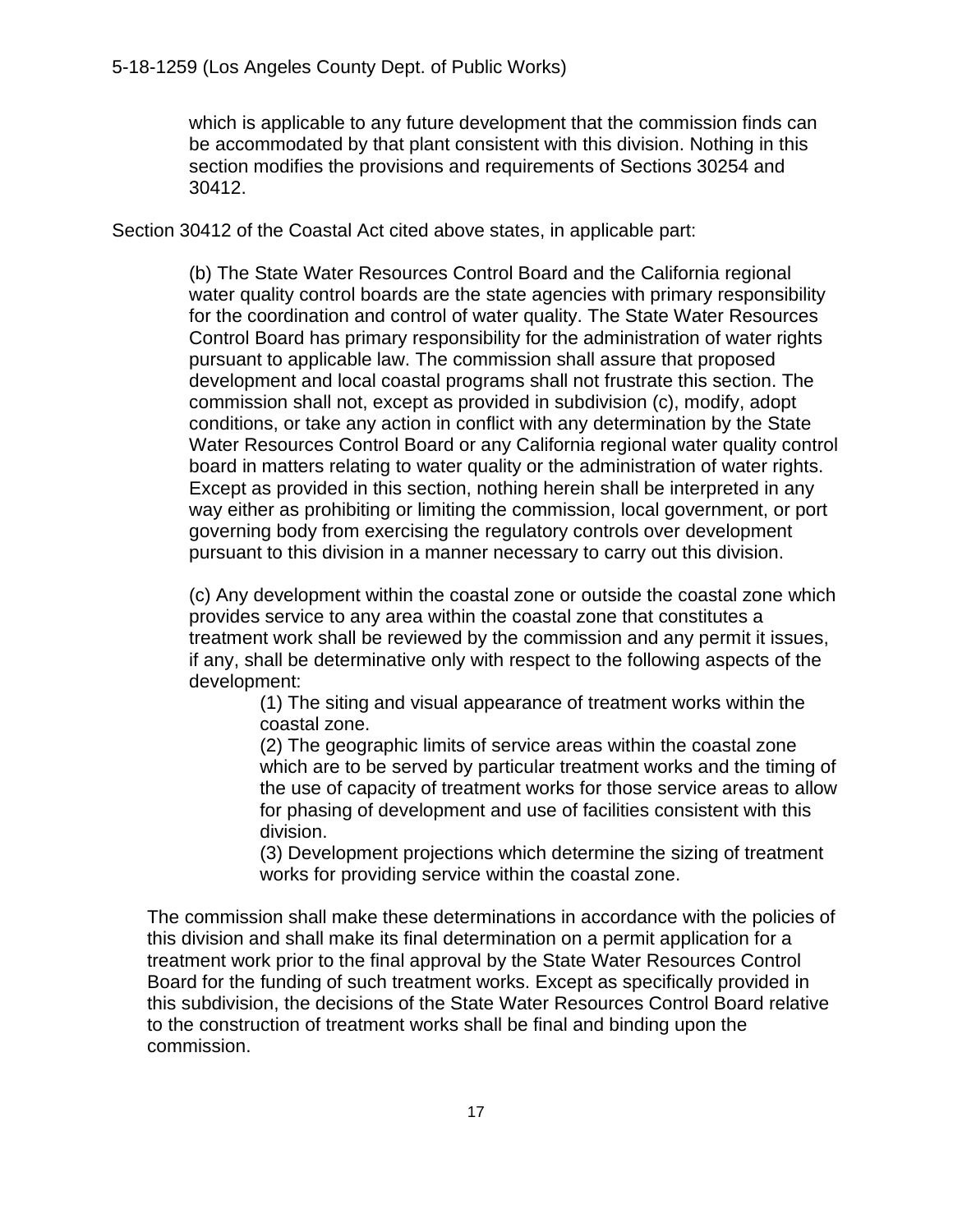> which is applicable to any future development that the commission finds can be accommodated by that plant consistent with this division. Nothing in this section modifies the provisions and requirements of Sections 30254 and 30412.

Section 30412 of the Coastal Act cited above states, in applicable part:

> (b) The State Water Resources Control Board and the California regional water quality control boards are the state agencies with primary responsibility for the coordination and control of water quality. The State Water Resources Control Board has primary responsibility for the administration of water rights pursuant to applicable law. The commission shall assure that proposed development and local coastal programs shall not frustrate this section. The commission shall not, except as provided in subdivision (c), modify, adopt conditions, or take any action in conflict with any determination by the State Water Resources Control Board or any California regional water quality control board in matters relating to water quality or the administration of water rights. Except as provided in this section, nothing herein shall be interpreted in any way either as prohibiting or limiting the commission, local government, or port governing body from exercising the regulatory controls over development pursuant to this division in a manner necessary to carry out this division.
>
> (c) Any development within the coastal zone or outside the coastal zone which provides service to any area within the coastal zone that constitutes a treatment work shall be reviewed by the commission and any permit it issues, if any, shall be determinative only with respect to the following aspects of the development:
>
> > (1) The siting and visual appearance of treatment works within the coastal zone.
> > (2) The geographic limits of service areas within the coastal zone which are to be served by particular treatment works and the timing of the use of capacity of treatment works for those service areas to allow for phasing of development and use of facilities consistent with this division.
> > (3) Development projections which determine the sizing of treatment works for providing service within the coastal zone.
>
> The commission shall make these determinations in accordance with the policies of this division and shall make its final determination on a permit application for a treatment work prior to the final approval by the State Water Resources Control Board for the funding of such treatment works. Except as specifically provided in this subdivision, the decisions of the State Water Resources Control Board relative to the construction of treatment works shall be final and binding upon the commission.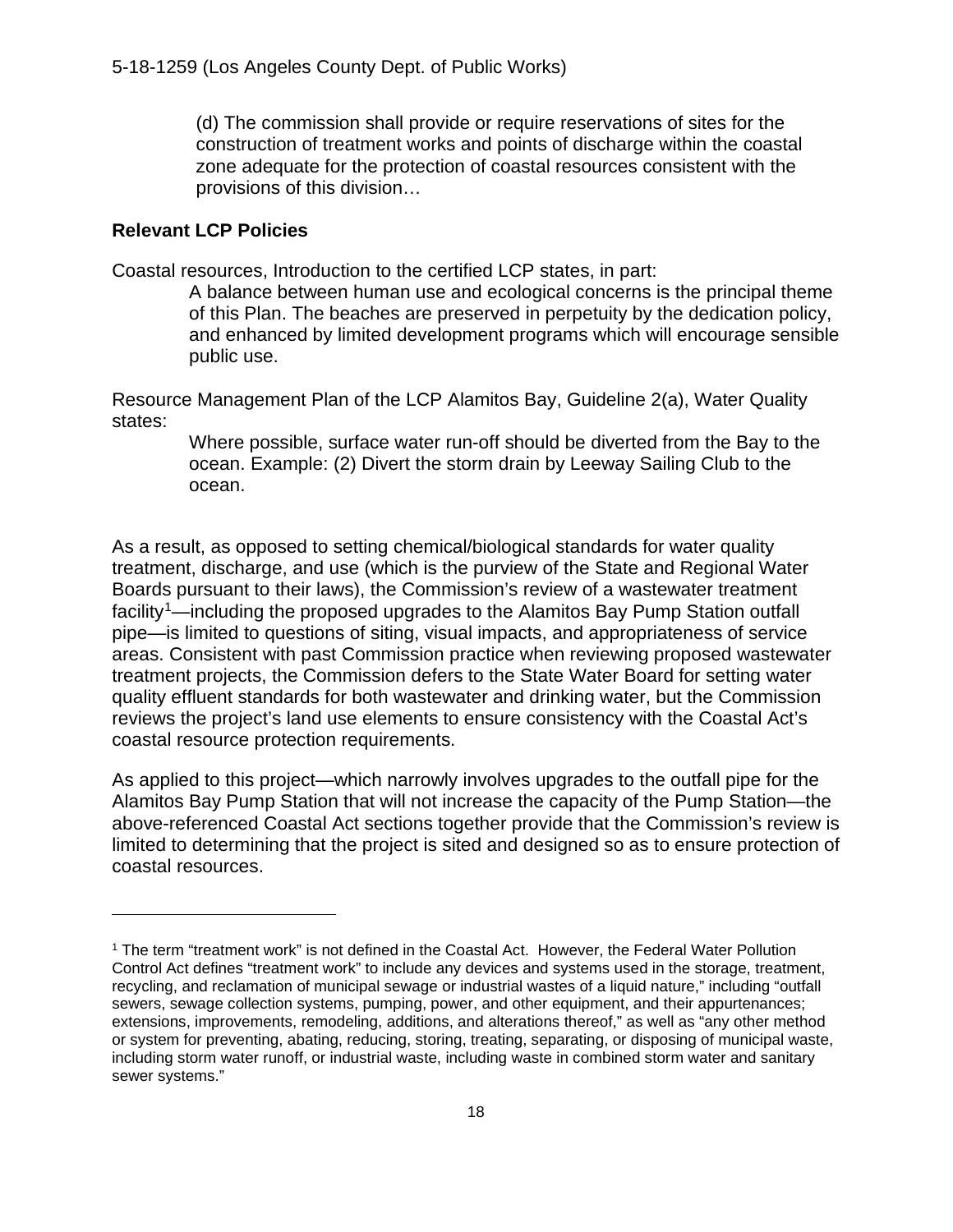(d) The commission shall provide or require reservations of sites for the construction of treatment works and points of discharge within the coastal zone adequate for the protection of coastal resources consistent with the provisions of this division…

**Relevant LCP Policies**

Coastal resources, Introduction to the certified LCP states, in part:

> A balance between human use and ecological concerns is the principal theme of this Plan. The beaches are preserved in perpetuity by the dedication policy, and enhanced by limited development programs which will encourage sensible public use.

Resource Management Plan of the LCP Alamitos Bay, Guideline 2(a), Water Quality states:

> Where possible, surface water run-off should be diverted from the Bay to the ocean. Example: (2) Divert the storm drain by Leeway Sailing Club to the ocean.

As a result, as opposed to setting chemical/biological standards for water quality treatment, discharge, and use (which is the purview of the State and Regional Water Boards pursuant to their laws), the Commission's review of a wastewater treatment facility[1]—including the proposed upgrades to the Alamitos Bay Pump Station outfall pipe—is limited to questions of siting, visual impacts, and appropriateness of service areas. Consistent with past Commission practice when reviewing proposed wastewater treatment projects, the Commission defers to the State Water Board for setting water quality effluent standards for both wastewater and drinking water, but the Commission reviews the project's land use elements to ensure consistency with the Coastal Act's coastal resource protection requirements.

As applied to this project—which narrowly involves upgrades to the outfall pipe for the Alamitos Bay Pump Station that will not increase the capacity of the Pump Station—the above-referenced Coastal Act sections together provide that the Commission's review is limited to determining that the project is sited and designed so as to ensure protection of coastal resources.

---

[1] The term "treatment work" is not defined in the Coastal Act. However, the Federal Water Pollution Control Act defines "treatment work" to include any devices and systems used in the storage, treatment, recycling, and reclamation of municipal sewage or industrial wastes of a liquid nature," including "outfall sewers, sewage collection systems, pumping, power, and other equipment, and their appurtenances; extensions, improvements, remodeling, additions, and alterations thereof," as well as "any other method or system for preventing, abating, reducing, storing, treating, separating, or disposing of municipal waste, including storm water runoff, or industrial waste, including waste in combined storm water and sanitary sewer systems."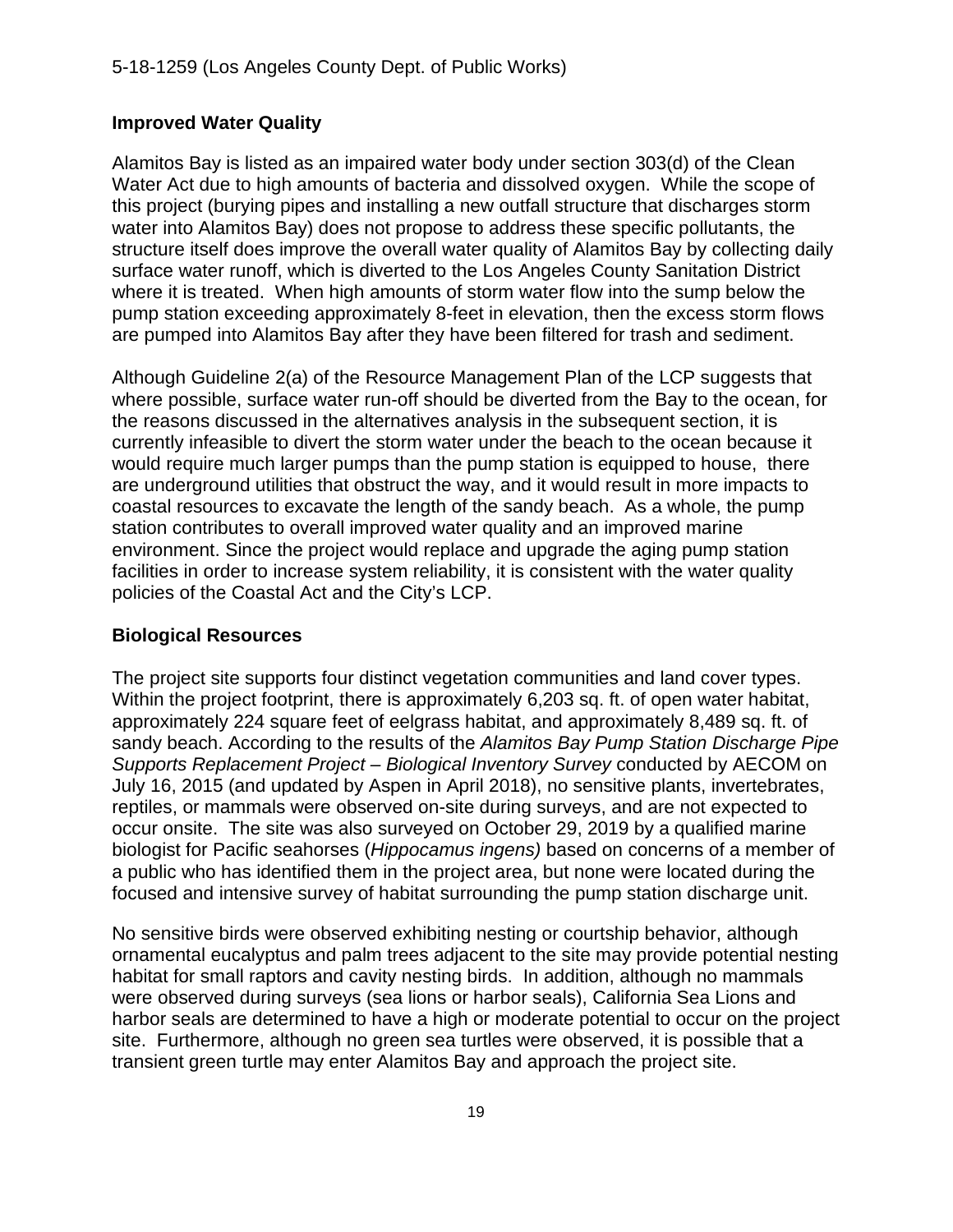**Improved Water Quality**

Alamitos Bay is listed as an impaired water body under section 303(d) of the Clean Water Act due to high amounts of bacteria and dissolved oxygen. While the scope of this project (burying pipes and installing a new outfall structure that discharges storm water into Alamitos Bay) does not propose to address these specific pollutants, the structure itself does improve the overall water quality of Alamitos Bay by collecting daily surface water runoff, which is diverted to the Los Angeles County Sanitation District where it is treated. When high amounts of storm water flow into the sump below the pump station exceeding approximately 8-feet in elevation, then the excess storm flows are pumped into Alamitos Bay after they have been filtered for trash and sediment.

Although Guideline 2(a) of the Resource Management Plan of the LCP suggests that where possible, surface water run-off should be diverted from the Bay to the ocean, for the reasons discussed in the alternatives analysis in the subsequent section, it is currently infeasible to divert the storm water under the beach to the ocean because it would require much larger pumps than the pump station is equipped to house, there are underground utilities that obstruct the way, and it would result in more impacts to coastal resources to excavate the length of the sandy beach. As a whole, the pump station contributes to overall improved water quality and an improved marine environment. Since the project would replace and upgrade the aging pump station facilities in order to increase system reliability, it is consistent with the water quality policies of the Coastal Act and the City's LCP.

**Biological Resources**

The project site supports four distinct vegetation communities and land cover types. Within the project footprint, there is approximately 6,203 sq. ft. of open water habitat, approximately 224 square feet of eelgrass habitat, and approximately 8,489 sq. ft. of sandy beach. According to the results of the *Alamitos Bay Pump Station Discharge Pipe Supports Replacement Project – Biological Inventory Survey* conducted by AECOM on July 16, 2015 (and updated by Aspen in April 2018), no sensitive plants, invertebrates, reptiles, or mammals were observed on-site during surveys, and are not expected to occur onsite. The site was also surveyed on October 29, 2019 by a qualified marine biologist for Pacific seahorses (*Hippocamus ingens)* based on concerns of a member of a public who has identified them in the project area, but none were located during the focused and intensive survey of habitat surrounding the pump station discharge unit.

No sensitive birds were observed exhibiting nesting or courtship behavior, although ornamental eucalyptus and palm trees adjacent to the site may provide potential nesting habitat for small raptors and cavity nesting birds. In addition, although no mammals were observed during surveys (sea lions or harbor seals), California Sea Lions and harbor seals are determined to have a high or moderate potential to occur on the project site. Furthermore, although no green sea turtles were observed, it is possible that a transient green turtle may enter Alamitos Bay and approach the project site.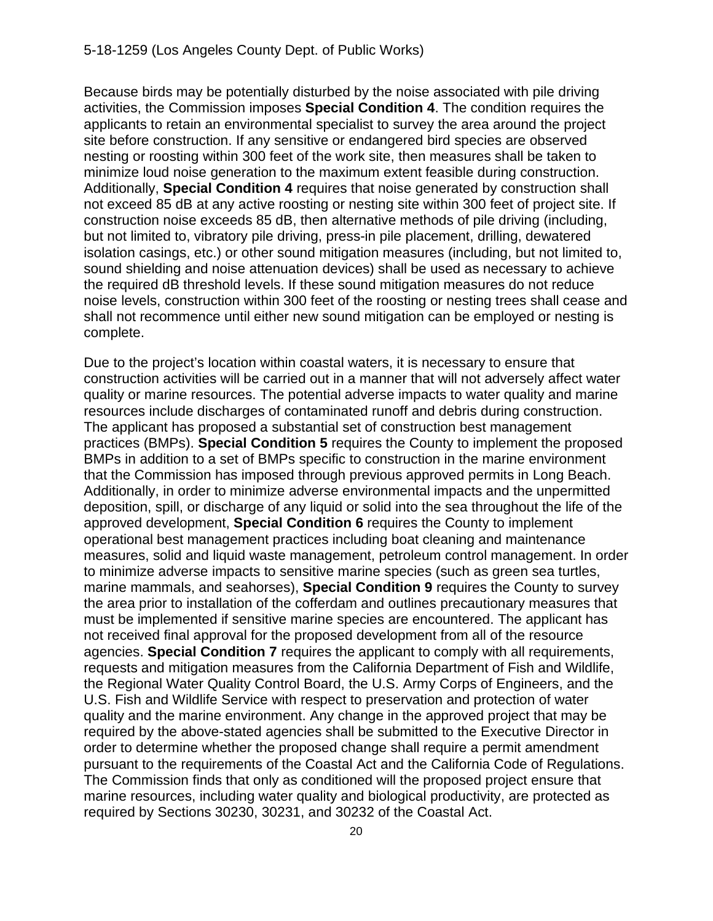Because birds may be potentially disturbed by the noise associated with pile driving activities, the Commission imposes **Special Condition 4**. The condition requires the applicants to retain an environmental specialist to survey the area around the project site before construction. If any sensitive or endangered bird species are observed nesting or roosting within 300 feet of the work site, then measures shall be taken to minimize loud noise generation to the maximum extent feasible during construction. Additionally, **Special Condition 4** requires that noise generated by construction shall not exceed 85 dB at any active roosting or nesting site within 300 feet of project site. If construction noise exceeds 85 dB, then alternative methods of pile driving (including, but not limited to, vibratory pile driving, press-in pile placement, drilling, dewatered isolation casings, etc.) or other sound mitigation measures (including, but not limited to, sound shielding and noise attenuation devices) shall be used as necessary to achieve the required dB threshold levels. If these sound mitigation measures do not reduce noise levels, construction within 300 feet of the roosting or nesting trees shall cease and shall not recommence until either new sound mitigation can be employed or nesting is complete.

Due to the project's location within coastal waters, it is necessary to ensure that construction activities will be carried out in a manner that will not adversely affect water quality or marine resources. The potential adverse impacts to water quality and marine resources include discharges of contaminated runoff and debris during construction. The applicant has proposed a substantial set of construction best management practices (BMPs). **Special Condition 5** requires the County to implement the proposed BMPs in addition to a set of BMPs specific to construction in the marine environment that the Commission has imposed through previous approved permits in Long Beach. Additionally, in order to minimize adverse environmental impacts and the unpermitted deposition, spill, or discharge of any liquid or solid into the sea throughout the life of the approved development, **Special Condition 6** requires the County to implement operational best management practices including boat cleaning and maintenance measures, solid and liquid waste management, petroleum control management. In order to minimize adverse impacts to sensitive marine species (such as green sea turtles, marine mammals, and seahorses), **Special Condition 9** requires the County to survey the area prior to installation of the cofferdam and outlines precautionary measures that must be implemented if sensitive marine species are encountered. The applicant has not received final approval for the proposed development from all of the resource agencies. **Special Condition 7** requires the applicant to comply with all requirements, requests and mitigation measures from the California Department of Fish and Wildlife, the Regional Water Quality Control Board, the U.S. Army Corps of Engineers, and the U.S. Fish and Wildlife Service with respect to preservation and protection of water quality and the marine environment. Any change in the approved project that may be required by the above-stated agencies shall be submitted to the Executive Director in order to determine whether the proposed change shall require a permit amendment pursuant to the requirements of the Coastal Act and the California Code of Regulations. The Commission finds that only as conditioned will the proposed project ensure that marine resources, including water quality and biological productivity, are protected as required by Sections 30230, 30231, and 30232 of the Coastal Act.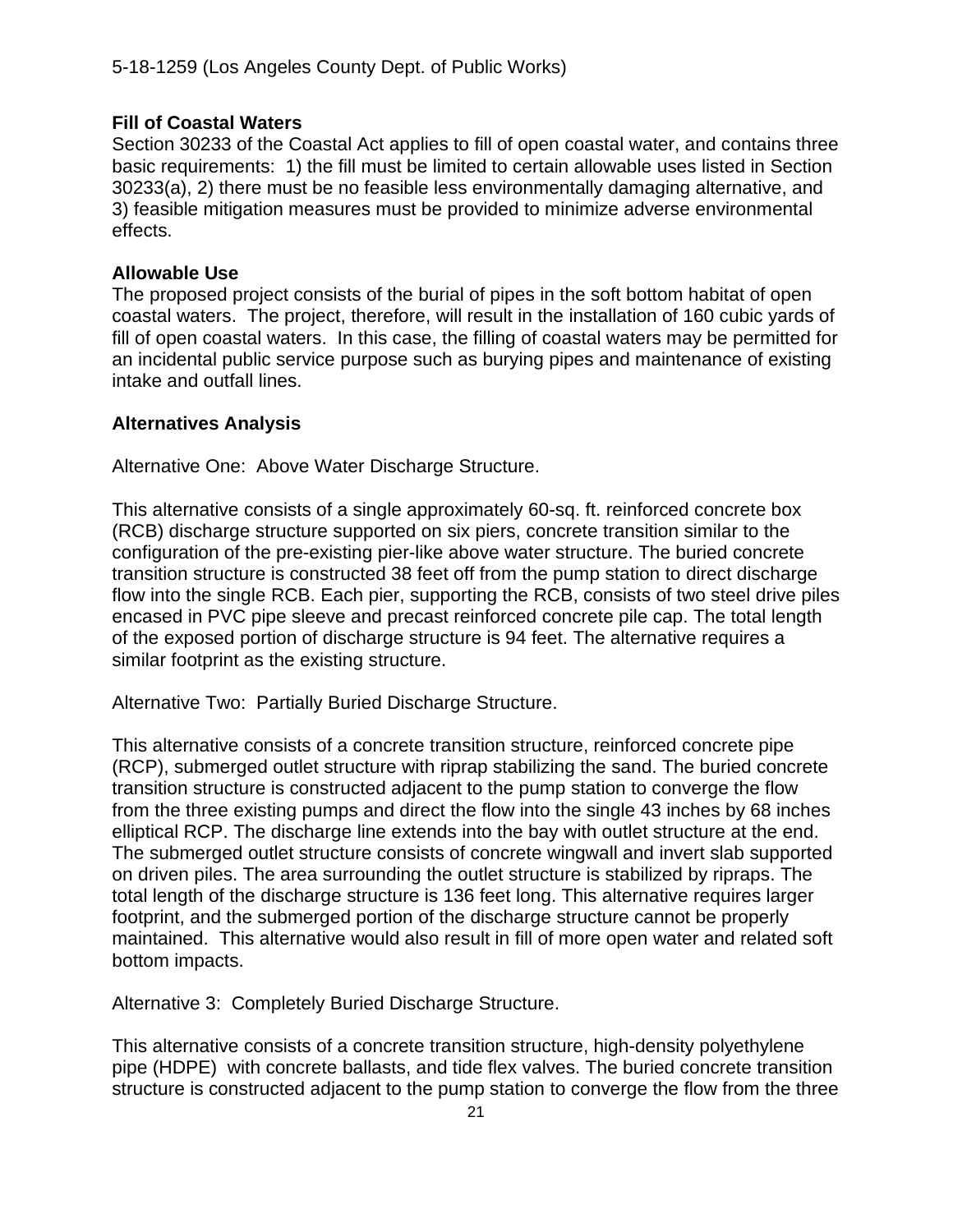**Fill of Coastal Waters**

Section 30233 of the Coastal Act applies to fill of open coastal water, and contains three basic requirements: 1) the fill must be limited to certain allowable uses listed in Section 30233(a), 2) there must be no feasible less environmentally damaging alternative, and 3) feasible mitigation measures must be provided to minimize adverse environmental effects.

**Allowable Use**

The proposed project consists of the burial of pipes in the soft bottom habitat of open coastal waters. The project, therefore, will result in the installation of 160 cubic yards of fill of open coastal waters. In this case, the filling of coastal waters may be permitted for an incidental public service purpose such as burying pipes and maintenance of existing intake and outfall lines.

**Alternatives Analysis**

Alternative One: Above Water Discharge Structure.

This alternative consists of a single approximately 60-sq. ft. reinforced concrete box (RCB) discharge structure supported on six piers, concrete transition similar to the configuration of the pre-existing pier-like above water structure. The buried concrete transition structure is constructed 38 feet off from the pump station to direct discharge flow into the single RCB. Each pier, supporting the RCB, consists of two steel drive piles encased in PVC pipe sleeve and precast reinforced concrete pile cap. The total length of the exposed portion of discharge structure is 94 feet. The alternative requires a similar footprint as the existing structure.

Alternative Two: Partially Buried Discharge Structure.

This alternative consists of a concrete transition structure, reinforced concrete pipe (RCP), submerged outlet structure with riprap stabilizing the sand. The buried concrete transition structure is constructed adjacent to the pump station to converge the flow from the three existing pumps and direct the flow into the single 43 inches by 68 inches elliptical RCP. The discharge line extends into the bay with outlet structure at the end. The submerged outlet structure consists of concrete wingwall and invert slab supported on driven piles. The area surrounding the outlet structure is stabilized by ripraps. The total length of the discharge structure is 136 feet long. This alternative requires larger footprint, and the submerged portion of the discharge structure cannot be properly maintained. This alternative would also result in fill of more open water and related soft bottom impacts.

Alternative 3: Completely Buried Discharge Structure.

This alternative consists of a concrete transition structure, high-density polyethylene pipe (HDPE) with concrete ballasts, and tide flex valves. The buried concrete transition structure is constructed adjacent to the pump station to converge the flow from the three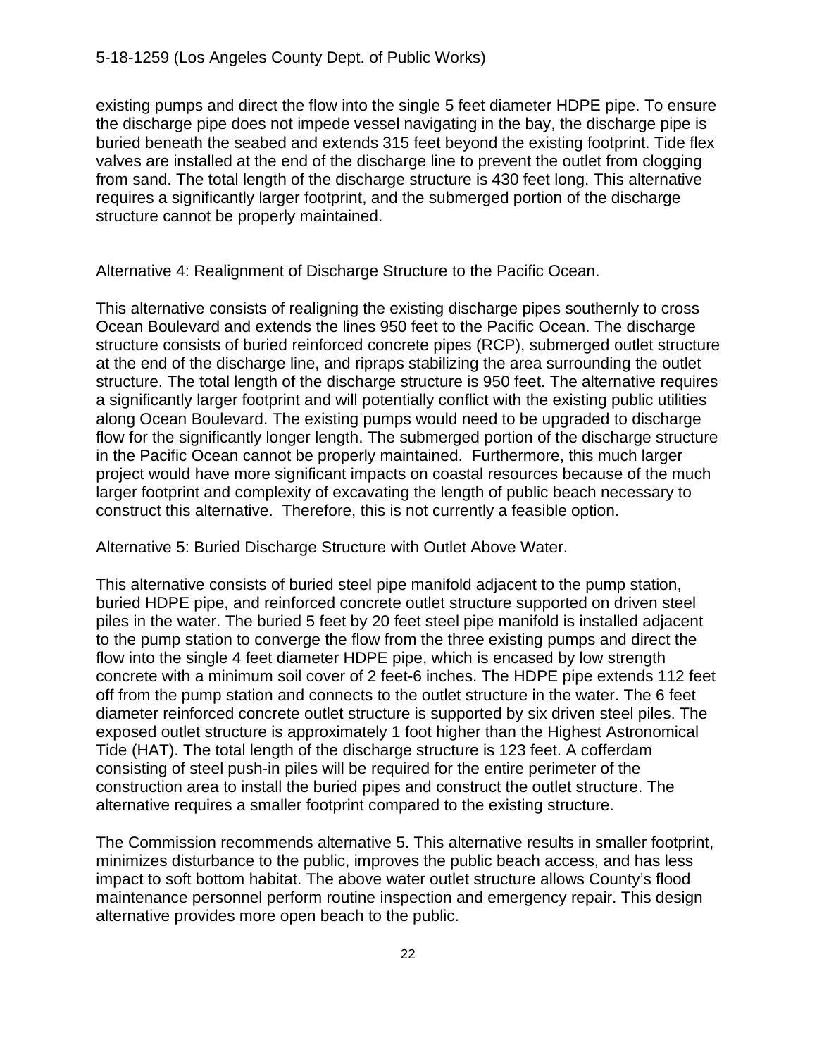existing pumps and direct the flow into the single 5 feet diameter HDPE pipe. To ensure the discharge pipe does not impede vessel navigating in the bay, the discharge pipe is buried beneath the seabed and extends 315 feet beyond the existing footprint. Tide flex valves are installed at the end of the discharge line to prevent the outlet from clogging from sand. The total length of the discharge structure is 430 feet long. This alternative requires a significantly larger footprint, and the submerged portion of the discharge structure cannot be properly maintained.

Alternative 4: Realignment of Discharge Structure to the Pacific Ocean.

This alternative consists of realigning the existing discharge pipes southernly to cross Ocean Boulevard and extends the lines 950 feet to the Pacific Ocean. The discharge structure consists of buried reinforced concrete pipes (RCP), submerged outlet structure at the end of the discharge line, and ripraps stabilizing the area surrounding the outlet structure. The total length of the discharge structure is 950 feet. The alternative requires a significantly larger footprint and will potentially conflict with the existing public utilities along Ocean Boulevard. The existing pumps would need to be upgraded to discharge flow for the significantly longer length. The submerged portion of the discharge structure in the Pacific Ocean cannot be properly maintained. Furthermore, this much larger project would have more significant impacts on coastal resources because of the much larger footprint and complexity of excavating the length of public beach necessary to construct this alternative. Therefore, this is not currently a feasible option.

Alternative 5: Buried Discharge Structure with Outlet Above Water.

This alternative consists of buried steel pipe manifold adjacent to the pump station, buried HDPE pipe, and reinforced concrete outlet structure supported on driven steel piles in the water. The buried 5 feet by 20 feet steel pipe manifold is installed adjacent to the pump station to converge the flow from the three existing pumps and direct the flow into the single 4 feet diameter HDPE pipe, which is encased by low strength concrete with a minimum soil cover of 2 feet-6 inches. The HDPE pipe extends 112 feet off from the pump station and connects to the outlet structure in the water. The 6 feet diameter reinforced concrete outlet structure is supported by six driven steel piles. The exposed outlet structure is approximately 1 foot higher than the Highest Astronomical Tide (HAT). The total length of the discharge structure is 123 feet. A cofferdam consisting of steel push-in piles will be required for the entire perimeter of the construction area to install the buried pipes and construct the outlet structure. The alternative requires a smaller footprint compared to the existing structure.

The Commission recommends alternative 5. This alternative results in smaller footprint, minimizes disturbance to the public, improves the public beach access, and has less impact to soft bottom habitat. The above water outlet structure allows County's flood maintenance personnel perform routine inspection and emergency repair. This design alternative provides more open beach to the public.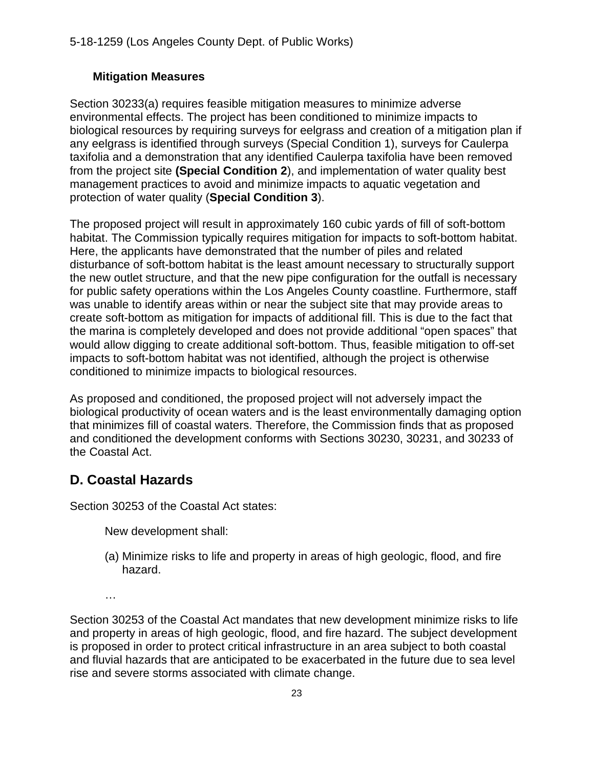### Mitigation Measures

Section 30233(a) requires feasible mitigation measures to minimize adverse environmental effects. The project has been conditioned to minimize impacts to biological resources by requiring surveys for eelgrass and creation of a mitigation plan if any eelgrass is identified through surveys (Special Condition 1), surveys for Caulerpa taxifolia and a demonstration that any identified Caulerpa taxifolia have been removed from the project site **(Special Condition 2**), and implementation of water quality best management practices to avoid and minimize impacts to aquatic vegetation and protection of water quality (**Special Condition 3**).

The proposed project will result in approximately 160 cubic yards of fill of soft-bottom habitat. The Commission typically requires mitigation for impacts to soft-bottom habitat. Here, the applicants have demonstrated that the number of piles and related disturbance of soft-bottom habitat is the least amount necessary to structurally support the new outlet structure, and that the new pipe configuration for the outfall is necessary for public safety operations within the Los Angeles County coastline. Furthermore, staff was unable to identify areas within or near the subject site that may provide areas to create soft-bottom as mitigation for impacts of additional fill. This is due to the fact that the marina is completely developed and does not provide additional "open spaces" that would allow digging to create additional soft-bottom. Thus, feasible mitigation to off-set impacts to soft-bottom habitat was not identified, although the project is otherwise conditioned to minimize impacts to biological resources.

As proposed and conditioned, the proposed project will not adversely impact the biological productivity of ocean waters and is the least environmentally damaging option that minimizes fill of coastal waters. Therefore, the Commission finds that as proposed and conditioned the development conforms with Sections 30230, 30231, and 30233 of the Coastal Act.

## D. Coastal Hazards

Section 30253 of the Coastal Act states:

> New development shall:
>
> (a) Minimize risks to life and property in areas of high geologic, flood, and fire hazard.
>
> …

Section 30253 of the Coastal Act mandates that new development minimize risks to life and property in areas of high geologic, flood, and fire hazard. The subject development is proposed in order to protect critical infrastructure in an area subject to both coastal and fluvial hazards that are anticipated to be exacerbated in the future due to sea level rise and severe storms associated with climate change.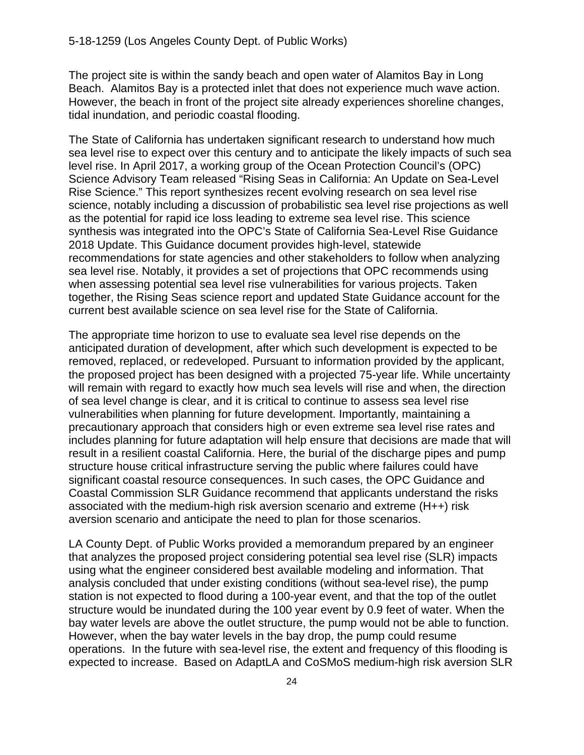The project site is within the sandy beach and open water of Alamitos Bay in Long Beach. Alamitos Bay is a protected inlet that does not experience much wave action. However, the beach in front of the project site already experiences shoreline changes, tidal inundation, and periodic coastal flooding.

The State of California has undertaken significant research to understand how much sea level rise to expect over this century and to anticipate the likely impacts of such sea level rise. In April 2017, a working group of the Ocean Protection Council's (OPC) Science Advisory Team released "Rising Seas in California: An Update on Sea-Level Rise Science." This report synthesizes recent evolving research on sea level rise science, notably including a discussion of probabilistic sea level rise projections as well as the potential for rapid ice loss leading to extreme sea level rise. This science synthesis was integrated into the OPC's State of California Sea-Level Rise Guidance 2018 Update. This Guidance document provides high-level, statewide recommendations for state agencies and other stakeholders to follow when analyzing sea level rise. Notably, it provides a set of projections that OPC recommends using when assessing potential sea level rise vulnerabilities for various projects. Taken together, the Rising Seas science report and updated State Guidance account for the current best available science on sea level rise for the State of California.

The appropriate time horizon to use to evaluate sea level rise depends on the anticipated duration of development, after which such development is expected to be removed, replaced, or redeveloped. Pursuant to information provided by the applicant, the proposed project has been designed with a projected 75-year life. While uncertainty will remain with regard to exactly how much sea levels will rise and when, the direction of sea level change is clear, and it is critical to continue to assess sea level rise vulnerabilities when planning for future development. Importantly, maintaining a precautionary approach that considers high or even extreme sea level rise rates and includes planning for future adaptation will help ensure that decisions are made that will result in a resilient coastal California. Here, the burial of the discharge pipes and pump structure house critical infrastructure serving the public where failures could have significant coastal resource consequences. In such cases, the OPC Guidance and Coastal Commission SLR Guidance recommend that applicants understand the risks associated with the medium-high risk aversion scenario and extreme (H++) risk aversion scenario and anticipate the need to plan for those scenarios.

LA County Dept. of Public Works provided a memorandum prepared by an engineer that analyzes the proposed project considering potential sea level rise (SLR) impacts using what the engineer considered best available modeling and information. That analysis concluded that under existing conditions (without sea-level rise), the pump station is not expected to flood during a 100-year event, and that the top of the outlet structure would be inundated during the 100 year event by 0.9 feet of water. When the bay water levels are above the outlet structure, the pump would not be able to function. However, when the bay water levels in the bay drop, the pump could resume operations. In the future with sea-level rise, the extent and frequency of this flooding is expected to increase. Based on AdaptLA and CoSMoS medium-high risk aversion SLR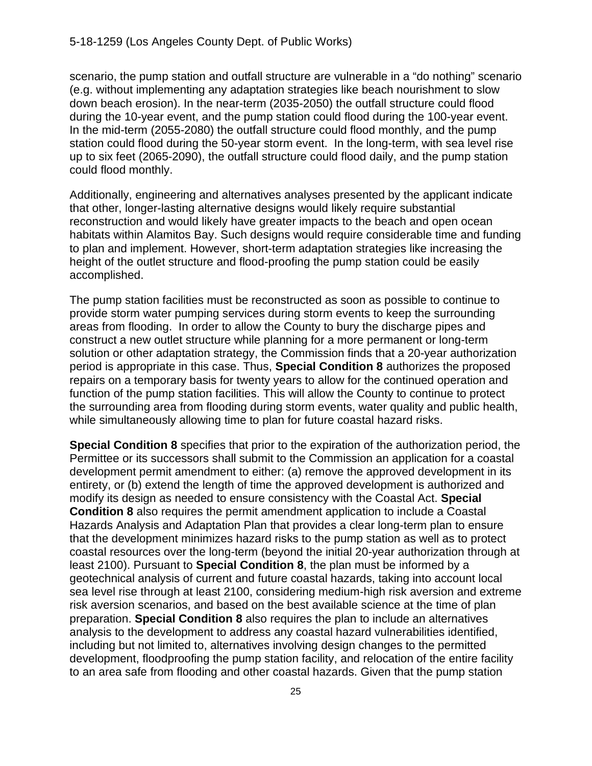scenario, the pump station and outfall structure are vulnerable in a “do nothing” scenario (e.g. without implementing any adaptation strategies like beach nourishment to slow down beach erosion). In the near-term (2035-2050) the outfall structure could flood during the 10-year event, and the pump station could flood during the 100-year event. In the mid-term (2055-2080) the outfall structure could flood monthly, and the pump station could flood during the 50-year storm event. In the long-term, with sea level rise up to six feet (2065-2090), the outfall structure could flood daily, and the pump station could flood monthly.

Additionally, engineering and alternatives analyses presented by the applicant indicate that other, longer-lasting alternative designs would likely require substantial reconstruction and would likely have greater impacts to the beach and open ocean habitats within Alamitos Bay. Such designs would require considerable time and funding to plan and implement. However, short-term adaptation strategies like increasing the height of the outlet structure and flood-proofing the pump station could be easily accomplished.

The pump station facilities must be reconstructed as soon as possible to continue to provide storm water pumping services during storm events to keep the surrounding areas from flooding. In order to allow the County to bury the discharge pipes and construct a new outlet structure while planning for a more permanent or long-term solution or other adaptation strategy, the Commission finds that a 20-year authorization period is appropriate in this case. Thus, **Special Condition 8** authorizes the proposed repairs on a temporary basis for twenty years to allow for the continued operation and function of the pump station facilities. This will allow the County to continue to protect the surrounding area from flooding during storm events, water quality and public health, while simultaneously allowing time to plan for future coastal hazard risks.

**Special Condition 8** specifies that prior to the expiration of the authorization period, the Permittee or its successors shall submit to the Commission an application for a coastal development permit amendment to either: (a) remove the approved development in its entirety, or (b) extend the length of time the approved development is authorized and modify its design as needed to ensure consistency with the Coastal Act. **Special Condition 8** also requires the permit amendment application to include a Coastal Hazards Analysis and Adaptation Plan that provides a clear long-term plan to ensure that the development minimizes hazard risks to the pump station as well as to protect coastal resources over the long-term (beyond the initial 20-year authorization through at least 2100). Pursuant to **Special Condition 8**, the plan must be informed by a geotechnical analysis of current and future coastal hazards, taking into account local sea level rise through at least 2100, considering medium-high risk aversion and extreme risk aversion scenarios, and based on the best available science at the time of plan preparation. **Special Condition 8** also requires the plan to include an alternatives analysis to the development to address any coastal hazard vulnerabilities identified, including but not limited to, alternatives involving design changes to the permitted development, floodproofing the pump station facility, and relocation of the entire facility to an area safe from flooding and other coastal hazards. Given that the pump station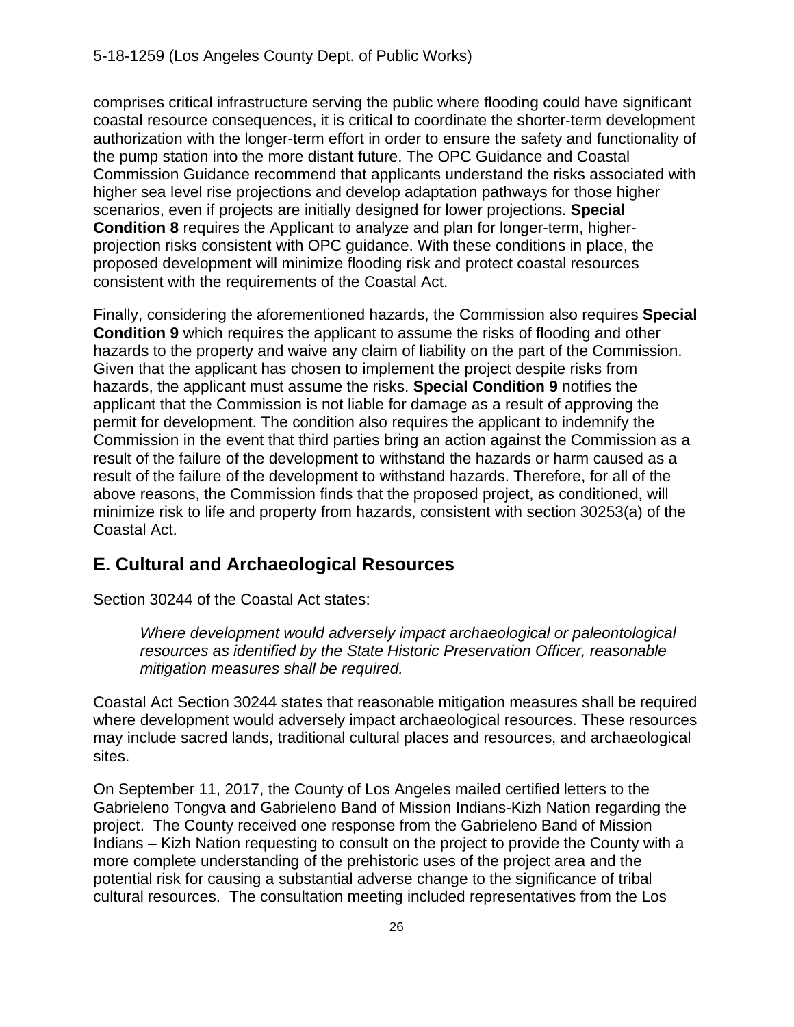comprises critical infrastructure serving the public where flooding could have significant coastal resource consequences, it is critical to coordinate the shorter-term development authorization with the longer-term effort in order to ensure the safety and functionality of the pump station into the more distant future. The OPC Guidance and Coastal Commission Guidance recommend that applicants understand the risks associated with higher sea level rise projections and develop adaptation pathways for those higher scenarios, even if projects are initially designed for lower projections. **Special Condition 8** requires the Applicant to analyze and plan for longer-term, higher-projection risks consistent with OPC guidance. With these conditions in place, the proposed development will minimize flooding risk and protect coastal resources consistent with the requirements of the Coastal Act.

Finally, considering the aforementioned hazards, the Commission also requires **Special Condition 9** which requires the applicant to assume the risks of flooding and other hazards to the property and waive any claim of liability on the part of the Commission. Given that the applicant has chosen to implement the project despite risks from hazards, the applicant must assume the risks. **Special Condition 9** notifies the applicant that the Commission is not liable for damage as a result of approving the permit for development. The condition also requires the applicant to indemnify the Commission in the event that third parties bring an action against the Commission as a result of the failure of the development to withstand the hazards or harm caused as a result of the failure of the development to withstand hazards. Therefore, for all of the above reasons, the Commission finds that the proposed project, as conditioned, will minimize risk to life and property from hazards, consistent with section 30253(a) of the Coastal Act.

## E. Cultural and Archaeological Resources

Section 30244 of the Coastal Act states:

> *Where development would adversely impact archaeological or paleontological resources as identified by the State Historic Preservation Officer, reasonable mitigation measures shall be required.*

Coastal Act Section 30244 states that reasonable mitigation measures shall be required where development would adversely impact archaeological resources. These resources may include sacred lands, traditional cultural places and resources, and archaeological sites.

On September 11, 2017, the County of Los Angeles mailed certified letters to the Gabrieleno Tongva and Gabrieleno Band of Mission Indians-Kizh Nation regarding the project. The County received one response from the Gabrieleno Band of Mission Indians – Kizh Nation requesting to consult on the project to provide the County with a more complete understanding of the prehistoric uses of the project area and the potential risk for causing a substantial adverse change to the significance of tribal cultural resources. The consultation meeting included representatives from the Los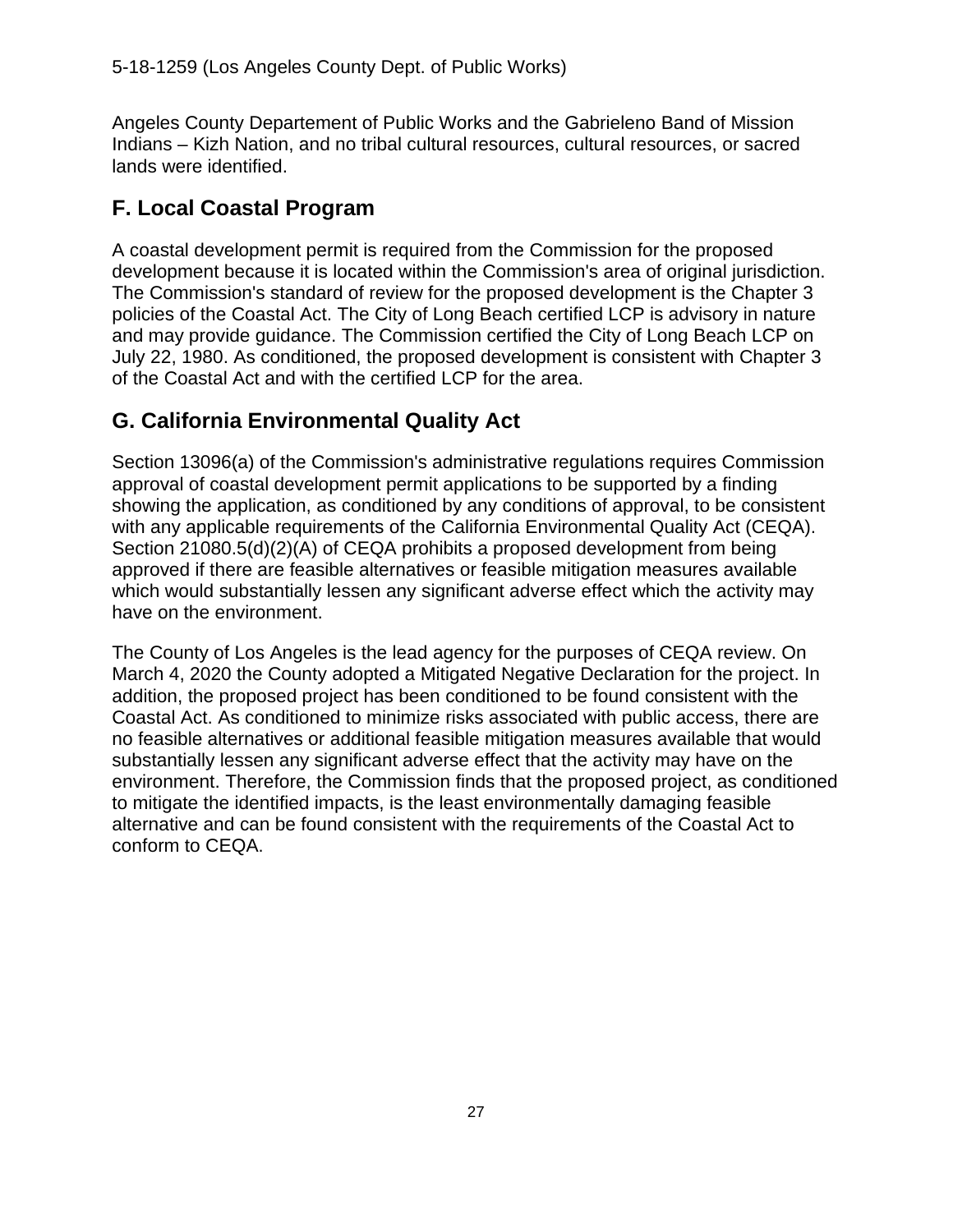Angeles County Departement of Public Works and the Gabrieleno Band of Mission Indians – Kizh Nation, and no tribal cultural resources, cultural resources, or sacred lands were identified.

## F. Local Coastal Program

A coastal development permit is required from the Commission for the proposed development because it is located within the Commission's area of original jurisdiction. The Commission's standard of review for the proposed development is the Chapter 3 policies of the Coastal Act. The City of Long Beach certified LCP is advisory in nature and may provide guidance. The Commission certified the City of Long Beach LCP on July 22, 1980. As conditioned, the proposed development is consistent with Chapter 3 of the Coastal Act and with the certified LCP for the area.

## G. California Environmental Quality Act

Section 13096(a) of the Commission's administrative regulations requires Commission approval of coastal development permit applications to be supported by a finding showing the application, as conditioned by any conditions of approval, to be consistent with any applicable requirements of the California Environmental Quality Act (CEQA). Section 21080.5(d)(2)(A) of CEQA prohibits a proposed development from being approved if there are feasible alternatives or feasible mitigation measures available which would substantially lessen any significant adverse effect which the activity may have on the environment.

The County of Los Angeles is the lead agency for the purposes of CEQA review. On March 4, 2020 the County adopted a Mitigated Negative Declaration for the project. In addition, the proposed project has been conditioned to be found consistent with the Coastal Act. As conditioned to minimize risks associated with public access, there are no feasible alternatives or additional feasible mitigation measures available that would substantially lessen any significant adverse effect that the activity may have on the environment. Therefore, the Commission finds that the proposed project, as conditioned to mitigate the identified impacts, is the least environmentally damaging feasible alternative and can be found consistent with the requirements of the Coastal Act to conform to CEQA.